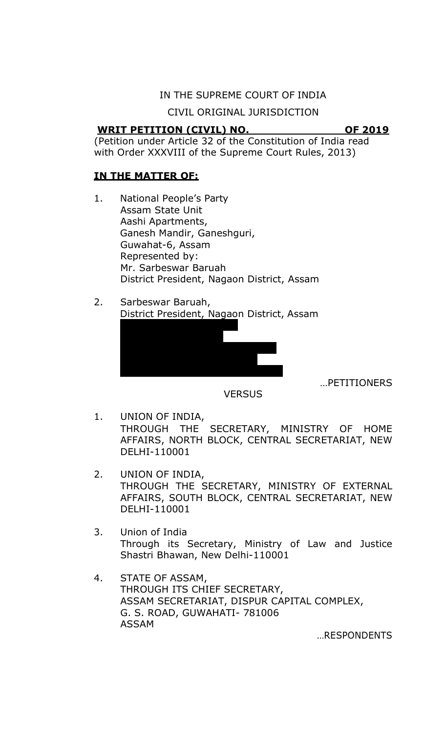IN THE SUPREME COURT OF INDIA

CIVIL ORIGINAL JURISDICTION

**WRIT PETITION (CIVIL) NO. OF 2019**

(Petition under Article 32 of the Constitution of India read with Order XXXVIII of the Supreme Court Rules, 2013)

**IN THE MATTER OF:**

1. National People's Party
   Assam State Unit
   Aashi Apartments,
   Ganesh Mandir, Ganeshguri,
   Guwahat-6, Assam
   Represented by:
   Mr. Sarbeswar Baruah
   District President, Nagaon District, Assam

2. Sarbeswar Baruah,
   District President, Nagaon District, Assam

…PETITIONERS

VERSUS

1. UNION OF INDIA,
   THROUGH THE SECRETARY, MINISTRY OF HOME AFFAIRS, NORTH BLOCK, CENTRAL SECRETARIAT, NEW DELHI-110001

2. UNION OF INDIA,
   THROUGH THE SECRETARY, MINISTRY OF EXTERNAL AFFAIRS, SOUTH BLOCK, CENTRAL SECRETARIAT, NEW DELHI-110001

3. Union of India
   Through its Secretary, Ministry of Law and Justice
   Shastri Bhawan, New Delhi-110001

4. STATE OF ASSAM,
   THROUGH ITS CHIEF SECRETARY,
   ASSAM SECRETARIAT, DISPUR CAPITAL COMPLEX,
   G. S. ROAD, GUWAHATI- 781006
   ASSAM

…RESPONDENTS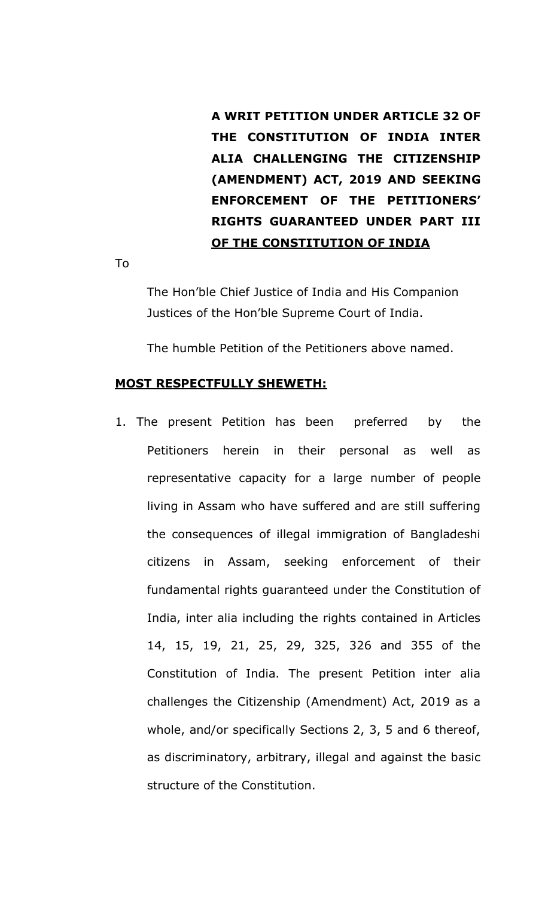**A WRIT PETITION UNDER ARTICLE 32 OF THE CONSTITUTION OF INDIA INTER ALIA CHALLENGING THE CITIZENSHIP (AMENDMENT) ACT, 2019 AND SEEKING ENFORCEMENT OF THE PETITIONERS' RIGHTS GUARANTEED UNDER PART III OF THE CONSTITUTION OF INDIA**

To

The Hon'ble Chief Justice of India and His Companion Justices of the Hon'ble Supreme Court of India.

The humble Petition of the Petitioners above named.

**MOST RESPECTFULLY SHEWETH:**

1. The present Petition has been preferred by the Petitioners herein in their personal as well as representative capacity for a large number of people living in Assam who have suffered and are still suffering the consequences of illegal immigration of Bangladeshi citizens in Assam, seeking enforcement of their fundamental rights guaranteed under the Constitution of India, inter alia including the rights contained in Articles 14, 15, 19, 21, 25, 29, 325, 326 and 355 of the Constitution of India. The present Petition inter alia challenges the Citizenship (Amendment) Act, 2019 as a whole, and/or specifically Sections 2, 3, 5 and 6 thereof, as discriminatory, arbitrary, illegal and against the basic structure of the Constitution.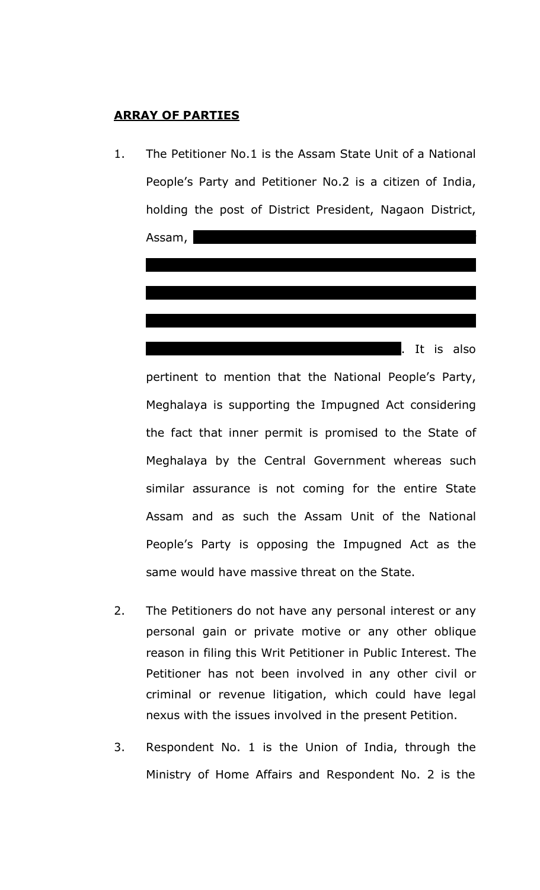**ARRAY OF PARTIES**

1. The Petitioner No.1 is the Assam State Unit of a National People's Party and Petitioner No.2 is a citizen of India, holding the post of District President, Nagaon District, Assam, . It is also pertinent to mention that the National People's Party, Meghalaya is supporting the Impugned Act considering the fact that inner permit is promised to the State of Meghalaya by the Central Government whereas such similar assurance is not coming for the entire State Assam and as such the Assam Unit of the National People's Party is opposing the Impugned Act as the same would have massive threat on the State.

2. The Petitioners do not have any personal interest or any personal gain or private motive or any other oblique reason in filing this Writ Petitioner in Public Interest. The Petitioner has not been involved in any other civil or criminal or revenue litigation, which could have legal nexus with the issues involved in the present Petition.

3. Respondent No. 1 is the Union of India, through the Ministry of Home Affairs and Respondent No. 2 is the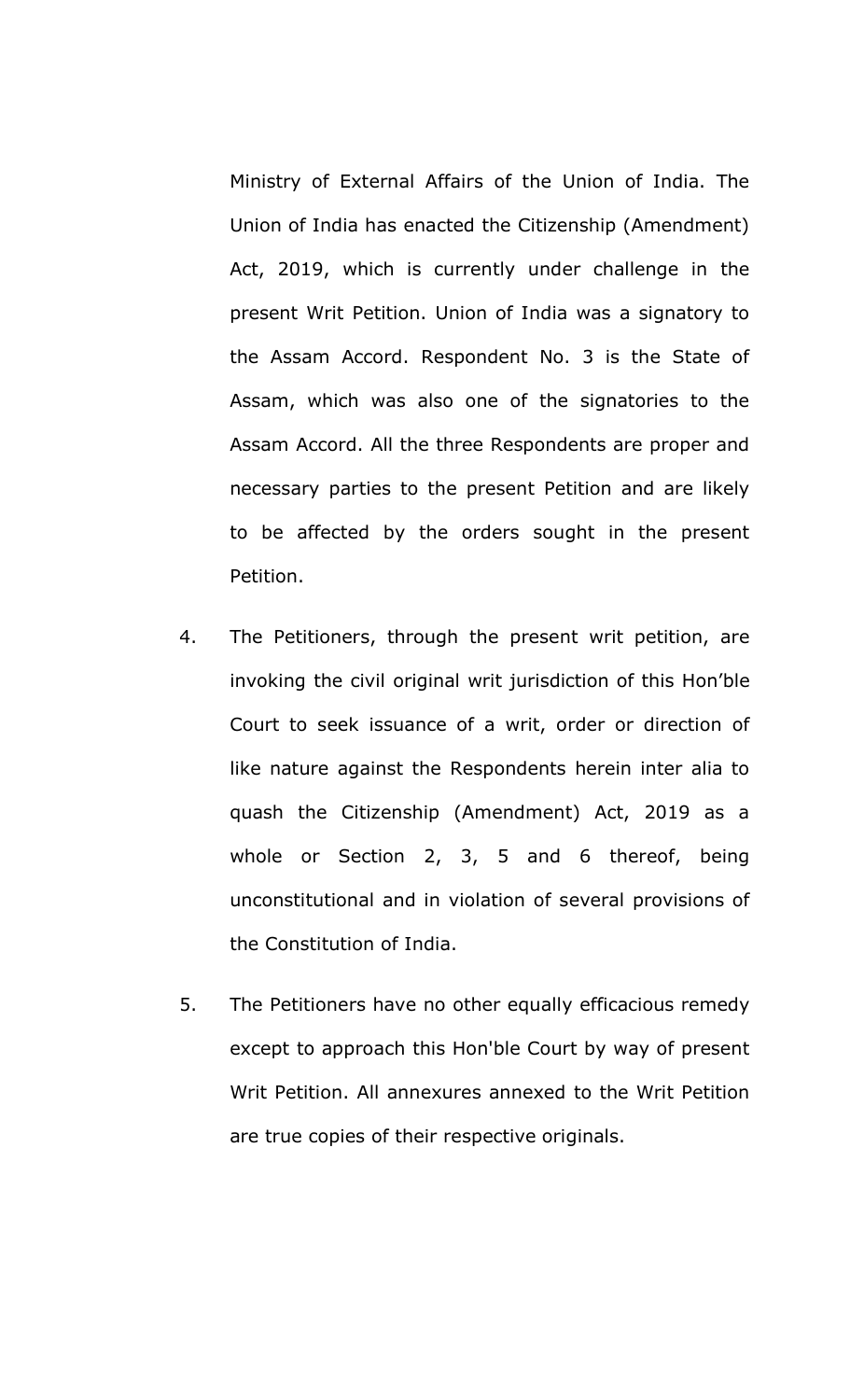Ministry of External Affairs of the Union of India. The Union of India has enacted the Citizenship (Amendment) Act, 2019, which is currently under challenge in the present Writ Petition. Union of India was a signatory to the Assam Accord. Respondent No. 3 is the State of Assam, which was also one of the signatories to the Assam Accord. All the three Respondents are proper and necessary parties to the present Petition and are likely to be affected by the orders sought in the present Petition.

4. The Petitioners, through the present writ petition, are invoking the civil original writ jurisdiction of this Hon'ble Court to seek issuance of a writ, order or direction of like nature against the Respondents herein inter alia to quash the Citizenship (Amendment) Act, 2019 as a whole or Section 2, 3, 5 and 6 thereof, being unconstitutional and in violation of several provisions of the Constitution of India.

5. The Petitioners have no other equally efficacious remedy except to approach this Hon'ble Court by way of present Writ Petition. All annexures annexed to the Writ Petition are true copies of their respective originals.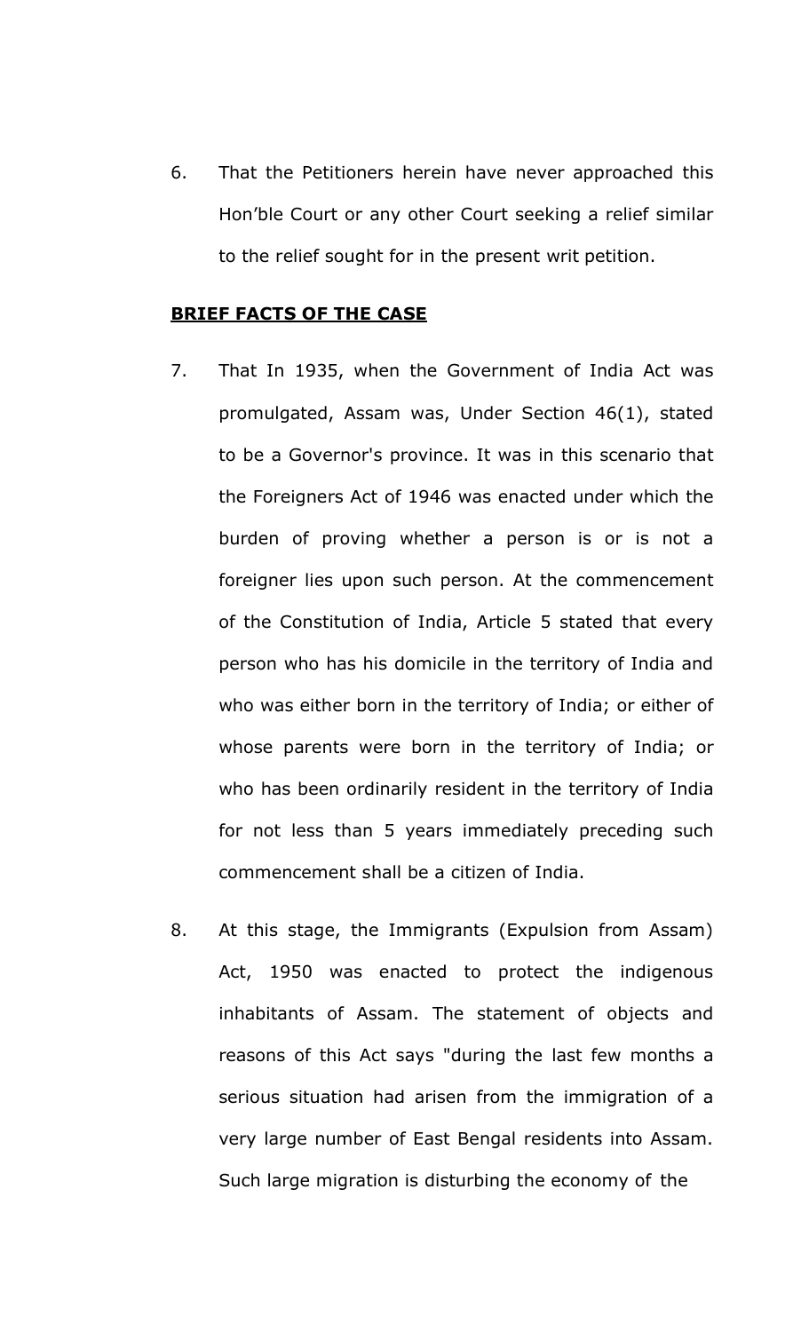6. That the Petitioners herein have never approached this Hon'ble Court or any other Court seeking a relief similar to the relief sought for in the present writ petition.

**BRIEF FACTS OF THE CASE**

7. That In 1935, when the Government of India Act was promulgated, Assam was, Under Section 46(1), stated to be a Governor's province. It was in this scenario that the Foreigners Act of 1946 was enacted under which the burden of proving whether a person is or is not a foreigner lies upon such person. At the commencement of the Constitution of India, Article 5 stated that every person who has his domicile in the territory of India and who was either born in the territory of India; or either of whose parents were born in the territory of India; or who has been ordinarily resident in the territory of India for not less than 5 years immediately preceding such commencement shall be a citizen of India.

8. At this stage, the Immigrants (Expulsion from Assam) Act, 1950 was enacted to protect the indigenous inhabitants of Assam. The statement of objects and reasons of this Act says "during the last few months a serious situation had arisen from the immigration of a very large number of East Bengal residents into Assam. Such large migration is disturbing the economy of the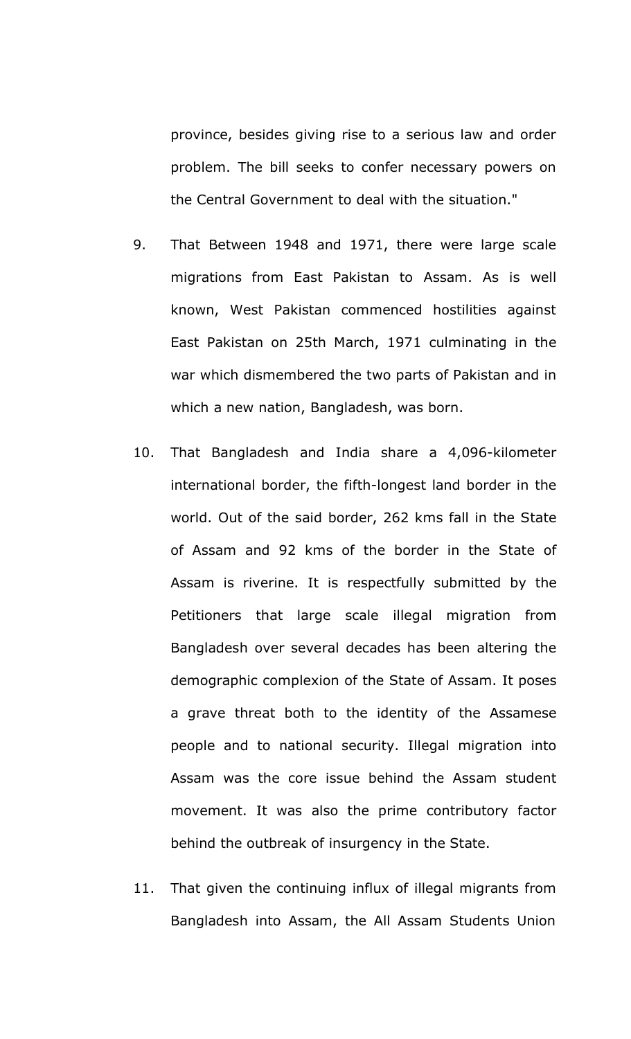province, besides giving rise to a serious law and order problem. The bill seeks to confer necessary powers on the Central Government to deal with the situation."

9. That Between 1948 and 1971, there were large scale migrations from East Pakistan to Assam. As is well known, West Pakistan commenced hostilities against East Pakistan on 25th March, 1971 culminating in the war which dismembered the two parts of Pakistan and in which a new nation, Bangladesh, was born.

10. That Bangladesh and India share a 4,096-kilometer international border, the fifth-longest land border in the world. Out of the said border, 262 kms fall in the State of Assam and 92 kms of the border in the State of Assam is riverine. It is respectfully submitted by the Petitioners that large scale illegal migration from Bangladesh over several decades has been altering the demographic complexion of the State of Assam. It poses a grave threat both to the identity of the Assamese people and to national security. Illegal migration into Assam was the core issue behind the Assam student movement. It was also the prime contributory factor behind the outbreak of insurgency in the State.

11. That given the continuing influx of illegal migrants from Bangladesh into Assam, the All Assam Students Union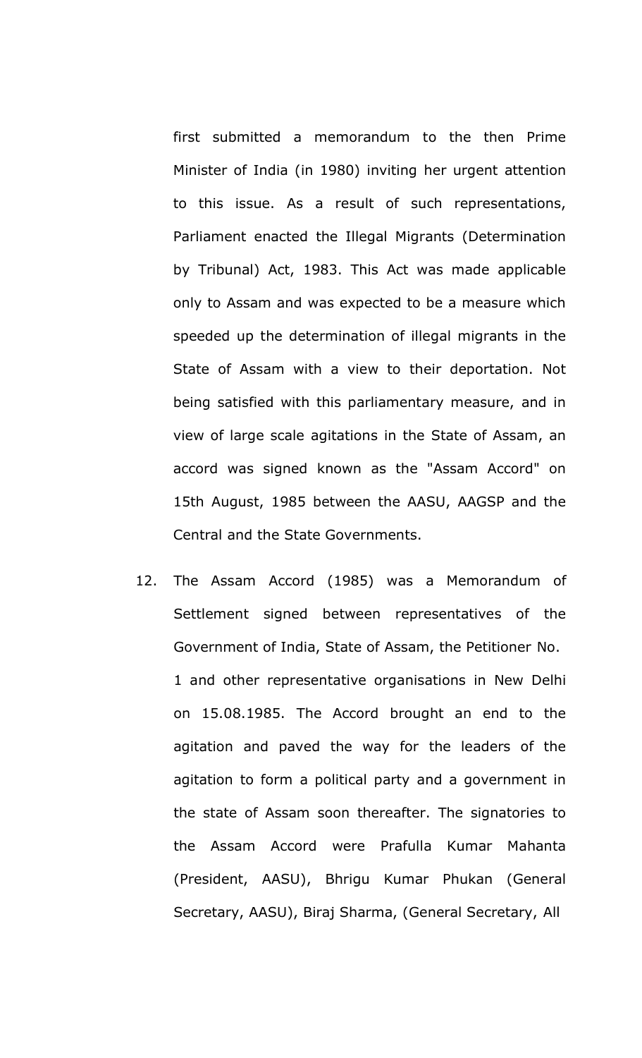first submitted a memorandum to the then Prime Minister of India (in 1980) inviting her urgent attention to this issue. As a result of such representations, Parliament enacted the Illegal Migrants (Determination by Tribunal) Act, 1983. This Act was made applicable only to Assam and was expected to be a measure which speeded up the determination of illegal migrants in the State of Assam with a view to their deportation. Not being satisfied with this parliamentary measure, and in view of large scale agitations in the State of Assam, an accord was signed known as the "Assam Accord" on 15th August, 1985 between the AASU, AAGSP and the Central and the State Governments.

12. The Assam Accord (1985) was a Memorandum of Settlement signed between representatives of the Government of India, State of Assam, the Petitioner No. 1 and other representative organisations in New Delhi on 15.08.1985. The Accord brought an end to the agitation and paved the way for the leaders of the agitation to form a political party and a government in the state of Assam soon thereafter. The signatories to the Assam Accord were Prafulla Kumar Mahanta (President, AASU), Bhrigu Kumar Phukan (General Secretary, AASU), Biraj Sharma, (General Secretary, All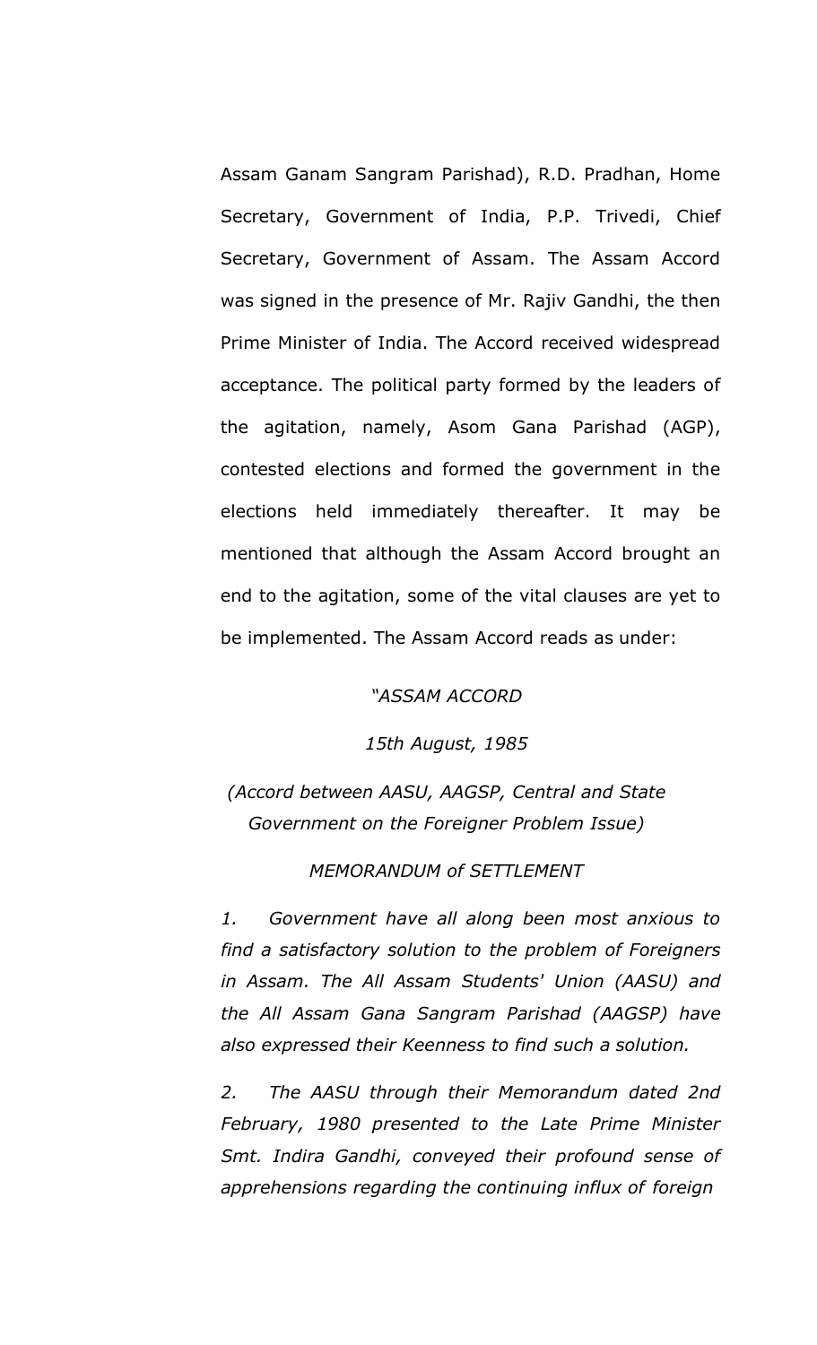Assam Ganam Sangram Parishad), R.D. Pradhan, Home Secretary, Government of India, P.P. Trivedi, Chief Secretary, Government of Assam. The Assam Accord was signed in the presence of Mr. Rajiv Gandhi, the then Prime Minister of India. The Accord received widespread acceptance. The political party formed by the leaders of the agitation, namely, Asom Gana Parishad (AGP), contested elections and formed the government in the elections held immediately thereafter. It may be mentioned that although the Assam Accord brought an end to the agitation, some of the vital clauses are yet to be implemented. The Assam Accord reads as under:

*"ASSAM ACCORD*

*15th August, 1985*

*(Accord between AASU, AAGSP, Central and State Government on the Foreigner Problem Issue)*

*MEMORANDUM of SETTLEMENT*

*1. Government have all along been most anxious to find a satisfactory solution to the problem of Foreigners in Assam. The All Assam Students' Union (AASU) and the All Assam Gana Sangram Parishad (AAGSP) have also expressed their Keenness to find such a solution.*

*2. The AASU through their Memorandum dated 2nd February, 1980 presented to the Late Prime Minister Smt. Indira Gandhi, conveyed their profound sense of apprehensions regarding the continuing influx of foreign*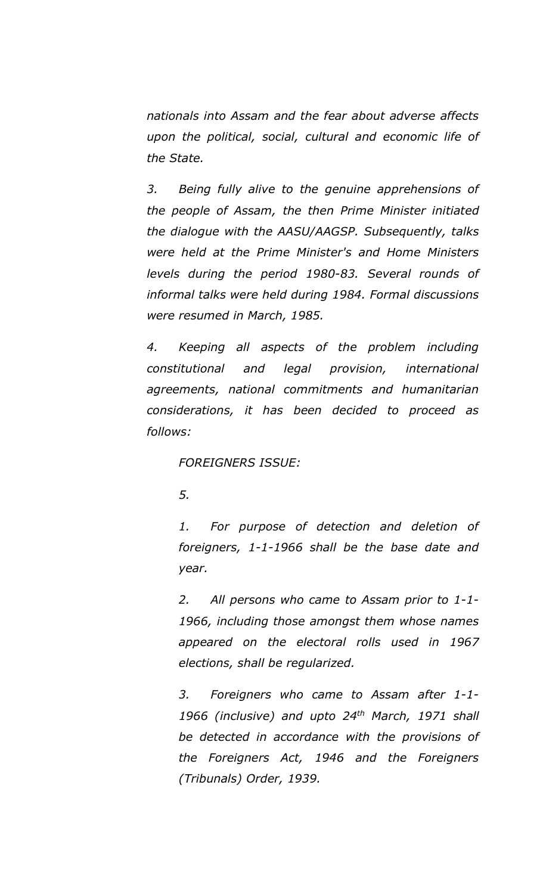*nationals into Assam and the fear about adverse affects upon the political, social, cultural and economic life of the State.*

*3. Being fully alive to the genuine apprehensions of the people of Assam, the then Prime Minister initiated the dialogue with the AASU/AAGSP. Subsequently, talks were held at the Prime Minister's and Home Ministers levels during the period 1980-83. Several rounds of informal talks were held during 1984. Formal discussions were resumed in March, 1985.*

*4. Keeping all aspects of the problem including constitutional and legal provision, international agreements, national commitments and humanitarian considerations, it has been decided to proceed as follows:*

*FOREIGNERS ISSUE:*

*5.*

*1. For purpose of detection and deletion of foreigners, 1-1-1966 shall be the base date and year.*

*2. All persons who came to Assam prior to 1-1-1966, including those amongst them whose names appeared on the electoral rolls used in 1967 elections, shall be regularized.*

*3. Foreigners who came to Assam after 1-1-1966 (inclusive) and upto 24th March, 1971 shall be detected in accordance with the provisions of the Foreigners Act, 1946 and the Foreigners (Tribunals) Order, 1939.*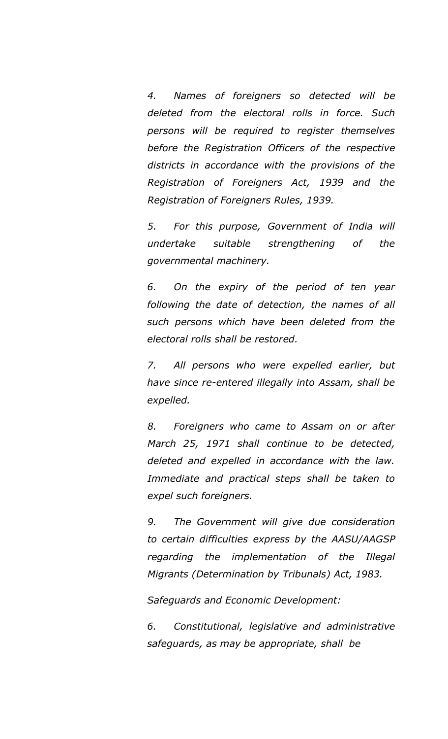*4. Names of foreigners so detected will be deleted from the electoral rolls in force. Such persons will be required to register themselves before the Registration Officers of the respective districts in accordance with the provisions of the Registration of Foreigners Act, 1939 and the Registration of Foreigners Rules, 1939.*

*5. For this purpose, Government of India will undertake suitable strengthening of the governmental machinery.*

*6. On the expiry of the period of ten year following the date of detection, the names of all such persons which have been deleted from the electoral rolls shall be restored.*

*7. All persons who were expelled earlier, but have since re-entered illegally into Assam, shall be expelled.*

*8. Foreigners who came to Assam on or after March 25, 1971 shall continue to be detected, deleted and expelled in accordance with the law. Immediate and practical steps shall be taken to expel such foreigners.*

*9. The Government will give due consideration to certain difficulties express by the AASU/AAGSP regarding the implementation of the Illegal Migrants (Determination by Tribunals) Act, 1983.*

*Safeguards and Economic Development:*

*6. Constitutional, legislative and administrative safeguards, as may be appropriate, shall be*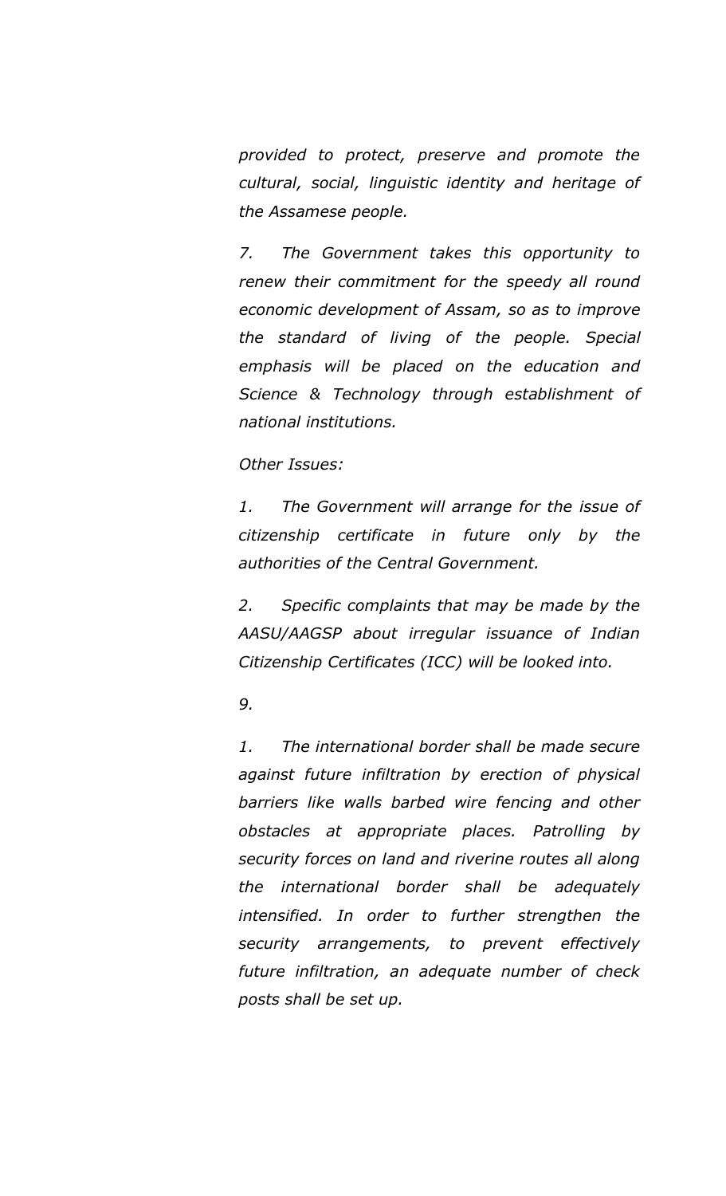*provided to protect, preserve and promote the cultural, social, linguistic identity and heritage of the Assamese people.*

*7. The Government takes this opportunity to renew their commitment for the speedy all round economic development of Assam, so as to improve the standard of living of the people. Special emphasis will be placed on the education and Science & Technology through establishment of national institutions.*

*Other Issues:*

*1. The Government will arrange for the issue of citizenship certificate in future only by the authorities of the Central Government.*

*2. Specific complaints that may be made by the AASU/AAGSP about irregular issuance of Indian Citizenship Certificates (ICC) will be looked into.*

*9.*

*1. The international border shall be made secure against future infiltration by erection of physical barriers like walls barbed wire fencing and other obstacles at appropriate places. Patrolling by security forces on land and riverine routes all along the international border shall be adequately intensified. In order to further strengthen the security arrangements, to prevent effectively future infiltration, an adequate number of check posts shall be set up.*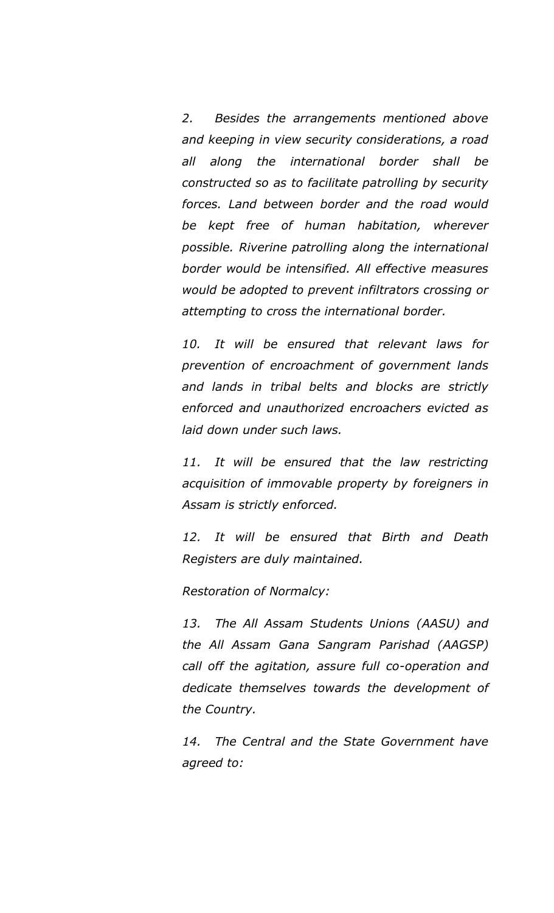*2. Besides the arrangements mentioned above and keeping in view security considerations, a road all along the international border shall be constructed so as to facilitate patrolling by security forces. Land between border and the road would be kept free of human habitation, wherever possible. Riverine patrolling along the international border would be intensified. All effective measures would be adopted to prevent infiltrators crossing or attempting to cross the international border.*

*10. It will be ensured that relevant laws for prevention of encroachment of government lands and lands in tribal belts and blocks are strictly enforced and unauthorized encroachers evicted as laid down under such laws.*

*11. It will be ensured that the law restricting acquisition of immovable property by foreigners in Assam is strictly enforced.*

*12. It will be ensured that Birth and Death Registers are duly maintained.*

*Restoration of Normalcy:*

*13. The All Assam Students Unions (AASU) and the All Assam Gana Sangram Parishad (AAGSP) call off the agitation, assure full co-operation and dedicate themselves towards the development of the Country.*

*14. The Central and the State Government have agreed to:*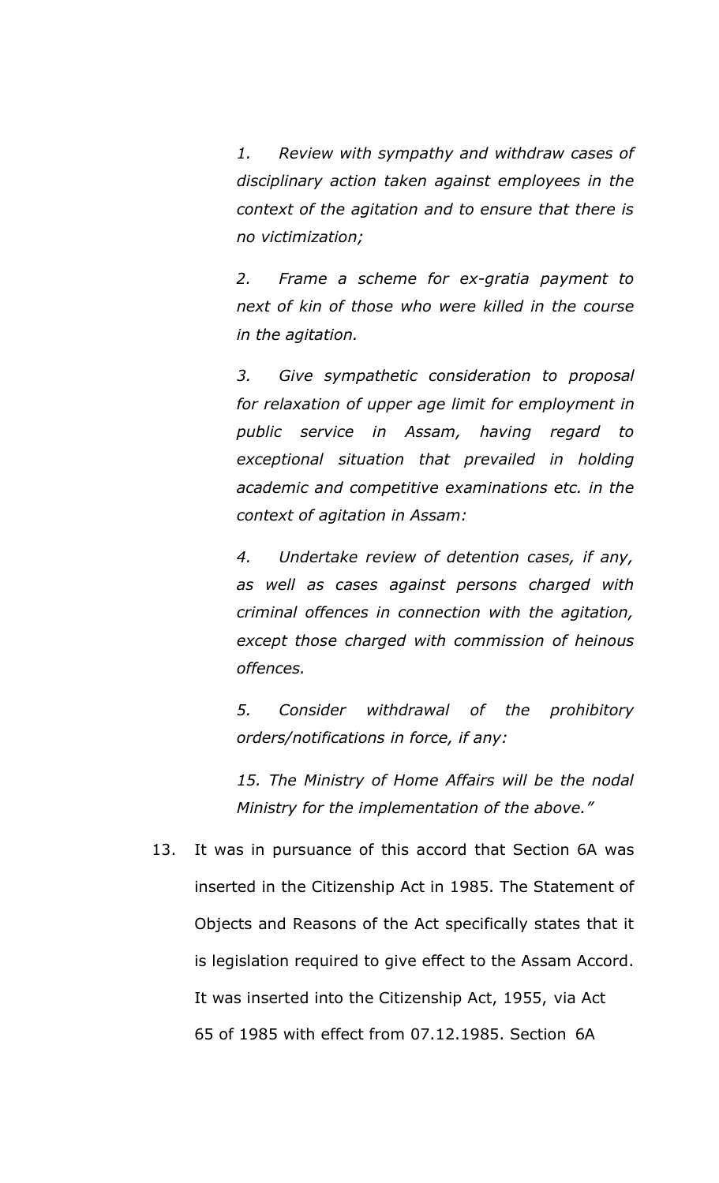> *1. Review with sympathy and withdraw cases of disciplinary action taken against employees in the context of the agitation and to ensure that there is no victimization;*
>
> *2. Frame a scheme for ex-gratia payment to next of kin of those who were killed in the course in the agitation.*
>
> *3. Give sympathetic consideration to proposal for relaxation of upper age limit for employment in public service in Assam, having regard to exceptional situation that prevailed in holding academic and competitive examinations etc. in the context of agitation in Assam:*
>
> *4. Undertake review of detention cases, if any, as well as cases against persons charged with criminal offences in connection with the agitation, except those charged with commission of heinous offences.*
>
> *5. Consider withdrawal of the prohibitory orders/notifications in force, if any:*
>
> *15. The Ministry of Home Affairs will be the nodal Ministry for the implementation of the above."*

13. It was in pursuance of this accord that Section 6A was inserted in the Citizenship Act in 1985. The Statement of Objects and Reasons of the Act specifically states that it is legislation required to give effect to the Assam Accord. It was inserted into the Citizenship Act, 1955, via Act 65 of 1985 with effect from 07.12.1985. Section 6A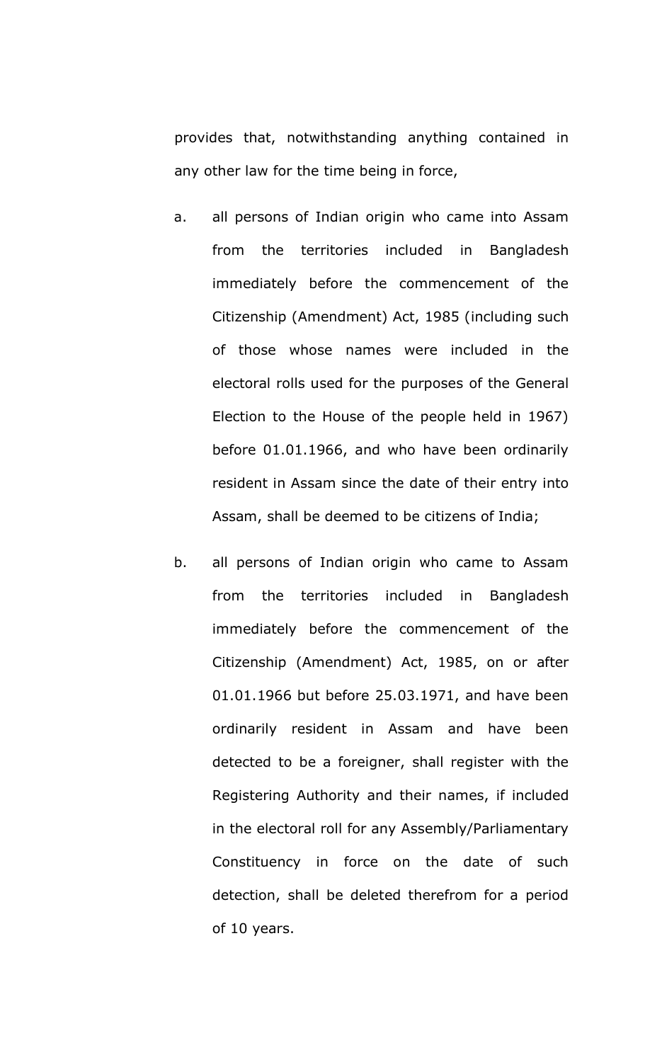provides that, notwithstanding anything contained in any other law for the time being in force,

a. all persons of Indian origin who came into Assam from the territories included in Bangladesh immediately before the commencement of the Citizenship (Amendment) Act, 1985 (including such of those whose names were included in the electoral rolls used for the purposes of the General Election to the House of the people held in 1967) before 01.01.1966, and who have been ordinarily resident in Assam since the date of their entry into Assam, shall be deemed to be citizens of India;

b. all persons of Indian origin who came to Assam from the territories included in Bangladesh immediately before the commencement of the Citizenship (Amendment) Act, 1985, on or after 01.01.1966 but before 25.03.1971, and have been ordinarily resident in Assam and have been detected to be a foreigner, shall register with the Registering Authority and their names, if included in the electoral roll for any Assembly/Parliamentary Constituency in force on the date of such detection, shall be deleted therefrom for a period of 10 years.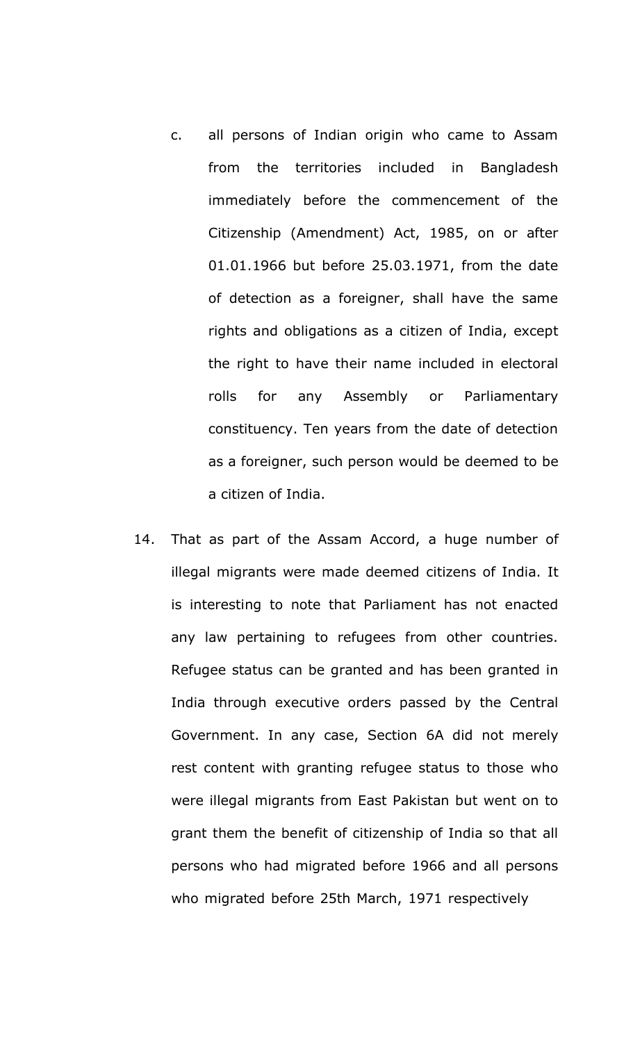c. all persons of Indian origin who came to Assam from the territories included in Bangladesh immediately before the commencement of the Citizenship (Amendment) Act, 1985, on or after 01.01.1966 but before 25.03.1971, from the date of detection as a foreigner, shall have the same rights and obligations as a citizen of India, except the right to have their name included in electoral rolls for any Assembly or Parliamentary constituency. Ten years from the date of detection as a foreigner, such person would be deemed to be a citizen of India.

14. That as part of the Assam Accord, a huge number of illegal migrants were made deemed citizens of India. It is interesting to note that Parliament has not enacted any law pertaining to refugees from other countries. Refugee status can be granted and has been granted in India through executive orders passed by the Central Government. In any case, Section 6A did not merely rest content with granting refugee status to those who were illegal migrants from East Pakistan but went on to grant them the benefit of citizenship of India so that all persons who had migrated before 1966 and all persons who migrated before 25th March, 1971 respectively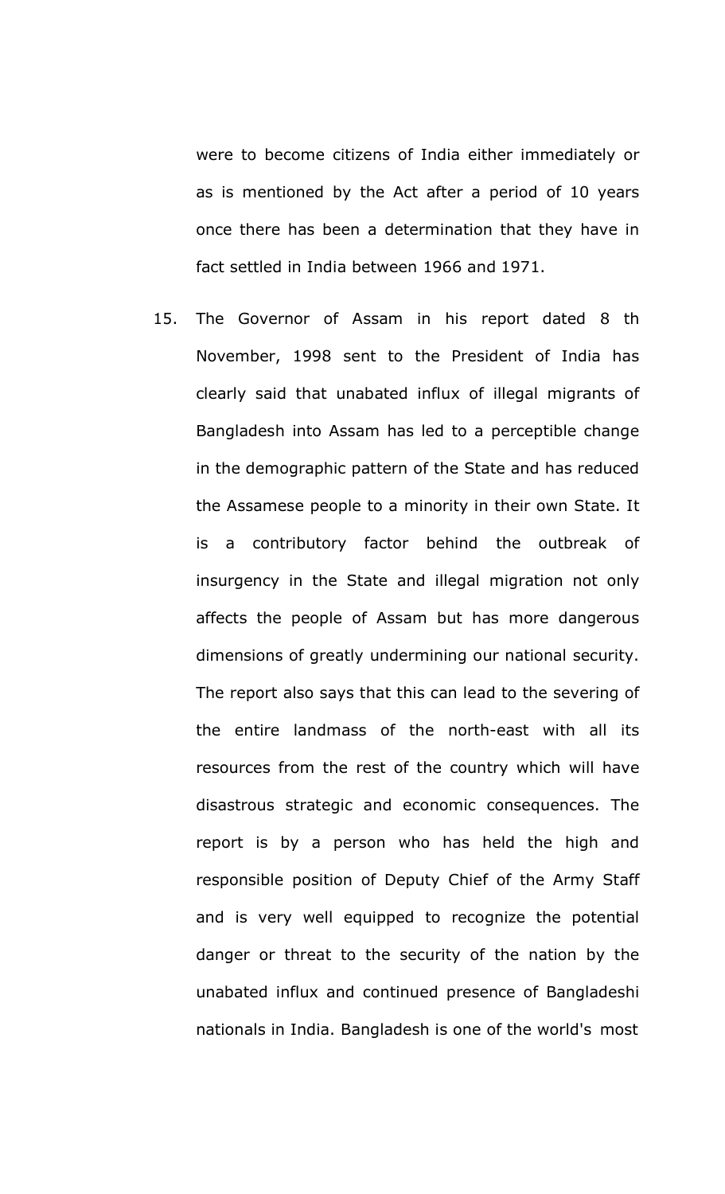were to become citizens of India either immediately or as is mentioned by the Act after a period of 10 years once there has been a determination that they have in fact settled in India between 1966 and 1971.

15. The Governor of Assam in his report dated 8 th November, 1998 sent to the President of India has clearly said that unabated influx of illegal migrants of Bangladesh into Assam has led to a perceptible change in the demographic pattern of the State and has reduced the Assamese people to a minority in their own State. It is a contributory factor behind the outbreak of insurgency in the State and illegal migration not only affects the people of Assam but has more dangerous dimensions of greatly undermining our national security. The report also says that this can lead to the severing of the entire landmass of the north-east with all its resources from the rest of the country which will have disastrous strategic and economic consequences. The report is by a person who has held the high and responsible position of Deputy Chief of the Army Staff and is very well equipped to recognize the potential danger or threat to the security of the nation by the unabated influx and continued presence of Bangladeshi nationals in India. Bangladesh is one of the world's most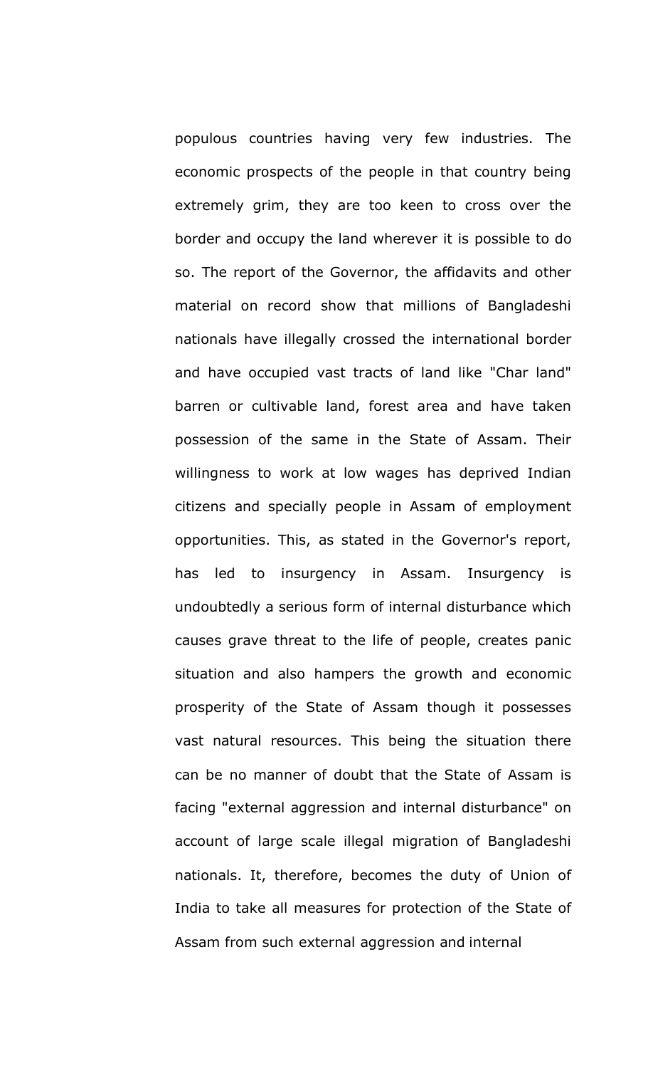populous countries having very few industries. The economic prospects of the people in that country being extremely grim, they are too keen to cross over the border and occupy the land wherever it is possible to do so. The report of the Governor, the affidavits and other material on record show that millions of Bangladeshi nationals have illegally crossed the international border and have occupied vast tracts of land like "Char land" barren or cultivable land, forest area and have taken possession of the same in the State of Assam. Their willingness to work at low wages has deprived Indian citizens and specially people in Assam of employment opportunities. This, as stated in the Governor's report, has led to insurgency in Assam. Insurgency is undoubtedly a serious form of internal disturbance which causes grave threat to the life of people, creates panic situation and also hampers the growth and economic prosperity of the State of Assam though it possesses vast natural resources. This being the situation there can be no manner of doubt that the State of Assam is facing "external aggression and internal disturbance" on account of large scale illegal migration of Bangladeshi nationals. It, therefore, becomes the duty of Union of India to take all measures for protection of the State of Assam from such external aggression and internal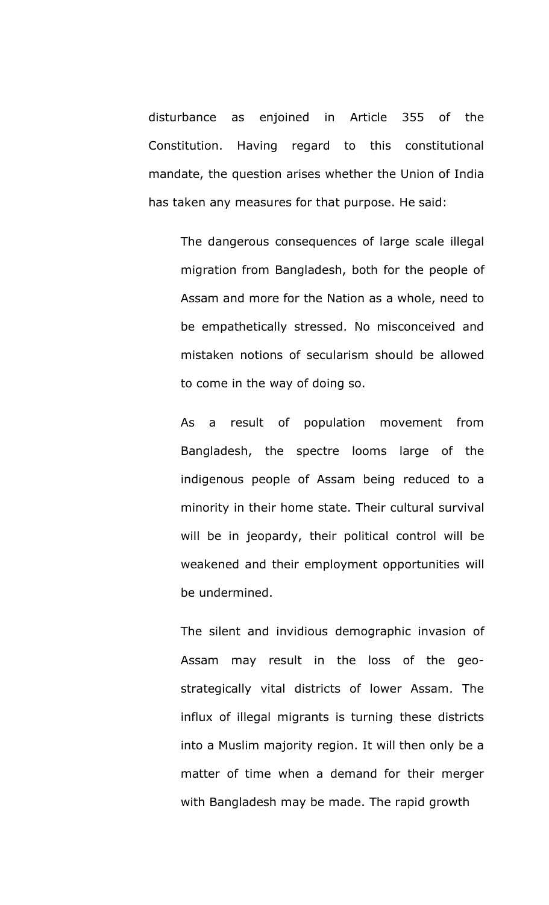disturbance as enjoined in Article 355 of the Constitution. Having regard to this constitutional mandate, the question arises whether the Union of India has taken any measures for that purpose. He said:

> The dangerous consequences of large scale illegal migration from Bangladesh, both for the people of Assam and more for the Nation as a whole, need to be empathetically stressed. No misconceived and mistaken notions of secularism should be allowed to come in the way of doing so.
>
> As a result of population movement from Bangladesh, the spectre looms large of the indigenous people of Assam being reduced to a minority in their home state. Their cultural survival will be in jeopardy, their political control will be weakened and their employment opportunities will be undermined.
>
> The silent and invidious demographic invasion of Assam may result in the loss of the geo-strategically vital districts of lower Assam. The influx of illegal migrants is turning these districts into a Muslim majority region. It will then only be a matter of time when a demand for their merger with Bangladesh may be made. The rapid growth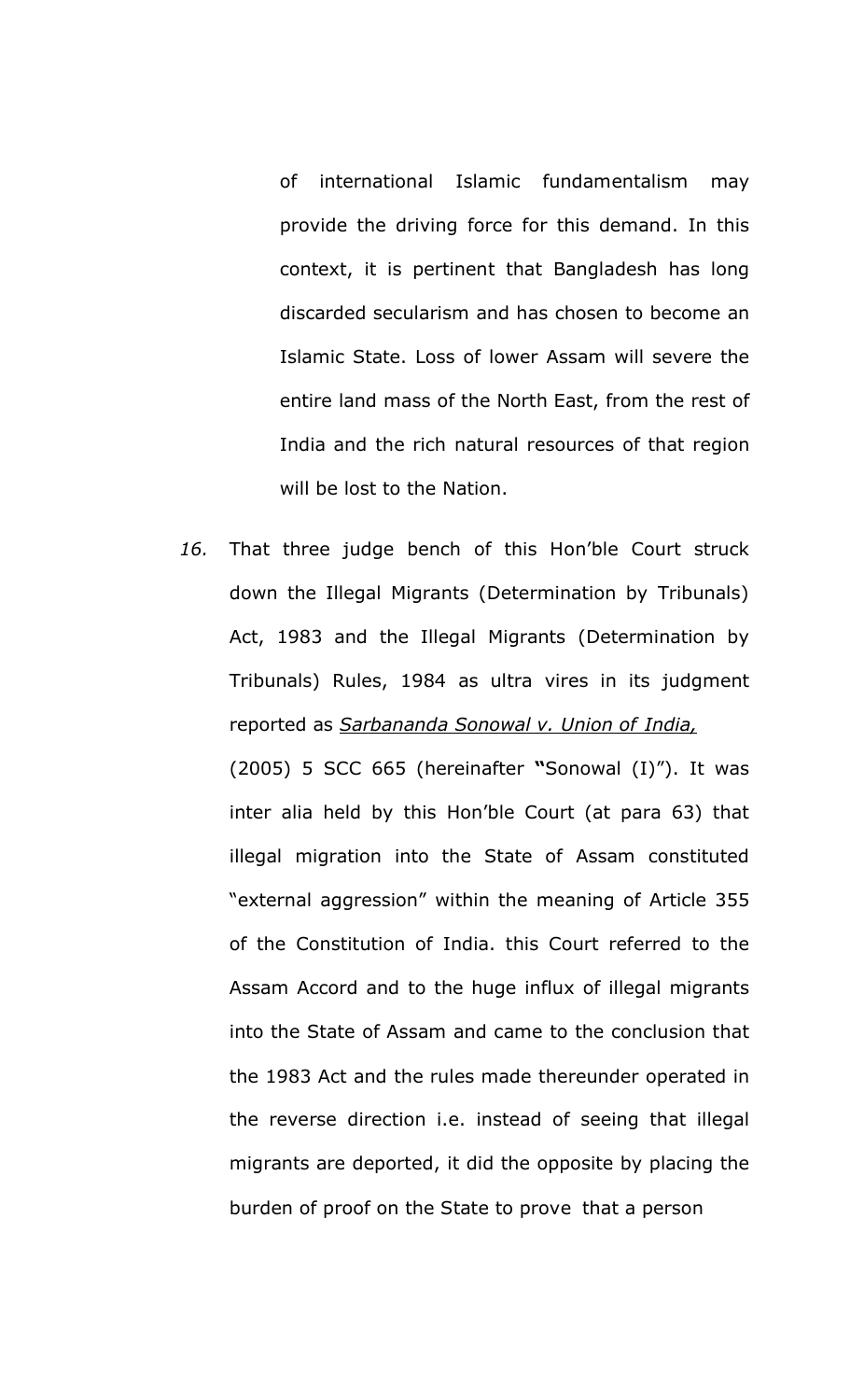of international Islamic fundamentalism may provide the driving force for this demand. In this context, it is pertinent that Bangladesh has long discarded secularism and has chosen to become an Islamic State. Loss of lower Assam will severe the entire land mass of the North East, from the rest of India and the rich natural resources of that region will be lost to the Nation.

*16.* That three judge bench of this Hon'ble Court struck down the Illegal Migrants (Determination by Tribunals) Act, 1983 and the Illegal Migrants (Determination by Tribunals) Rules, 1984 as ultra vires in its judgment reported as *Sarbananda Sonowal v. Union of India,* (2005) 5 SCC 665 (hereinafter **"**Sonowal (I)"). It was inter alia held by this Hon'ble Court (at para 63) that illegal migration into the State of Assam constituted "external aggression" within the meaning of Article 355 of the Constitution of India. this Court referred to the Assam Accord and to the huge influx of illegal migrants into the State of Assam and came to the conclusion that the 1983 Act and the rules made thereunder operated in the reverse direction i.e. instead of seeing that illegal migrants are deported, it did the opposite by placing the burden of proof on the State to prove that a person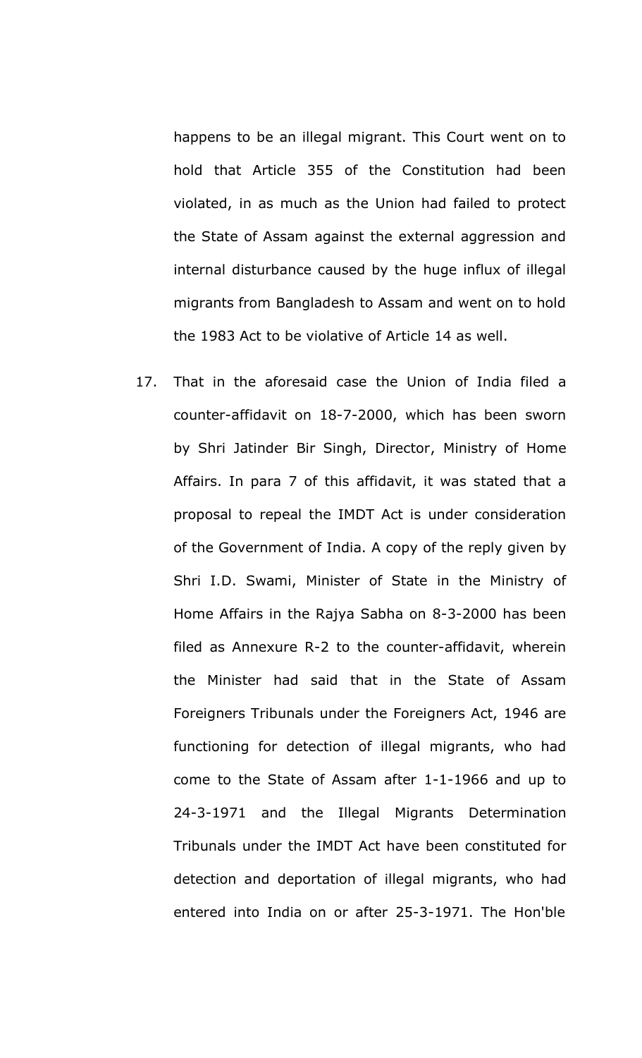happens to be an illegal migrant. This Court went on to hold that Article 355 of the Constitution had been violated, in as much as the Union had failed to protect the State of Assam against the external aggression and internal disturbance caused by the huge influx of illegal migrants from Bangladesh to Assam and went on to hold the 1983 Act to be violative of Article 14 as well.

17. That in the aforesaid case the Union of India filed a counter-affidavit on 18-7-2000, which has been sworn by Shri Jatinder Bir Singh, Director, Ministry of Home Affairs. In para 7 of this affidavit, it was stated that a proposal to repeal the IMDT Act is under consideration of the Government of India. A copy of the reply given by Shri I.D. Swami, Minister of State in the Ministry of Home Affairs in the Rajya Sabha on 8-3-2000 has been filed as Annexure R-2 to the counter-affidavit, wherein the Minister had said that in the State of Assam Foreigners Tribunals under the Foreigners Act, 1946 are functioning for detection of illegal migrants, who had come to the State of Assam after 1-1-1966 and up to 24-3-1971 and the Illegal Migrants Determination Tribunals under the IMDT Act have been constituted for detection and deportation of illegal migrants, who had entered into India on or after 25-3-1971. The Hon'ble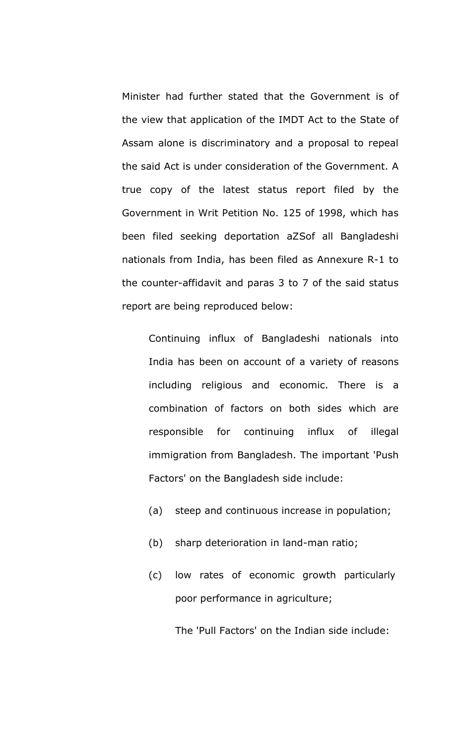Minister had further stated that the Government is of the view that application of the IMDT Act to the State of Assam alone is discriminatory and a proposal to repeal the said Act is under consideration of the Government. A true copy of the latest status report filed by the Government in Writ Petition No. 125 of 1998, which has been filed seeking deportation aZSof all Bangladeshi nationals from India, has been filed as Annexure R-1 to the counter-affidavit and paras 3 to 7 of the said status report are being reproduced below:

> Continuing influx of Bangladeshi nationals into India has been on account of a variety of reasons including religious and economic. There is a combination of factors on both sides which are responsible for continuing influx of illegal immigration from Bangladesh. The important 'Push Factors' on the Bangladesh side include:
>
> (a) steep and continuous increase in population;
>
> (b) sharp deterioration in land-man ratio;
>
> (c) low rates of economic growth particularly poor performance in agriculture;
>
> The 'Pull Factors' on the Indian side include: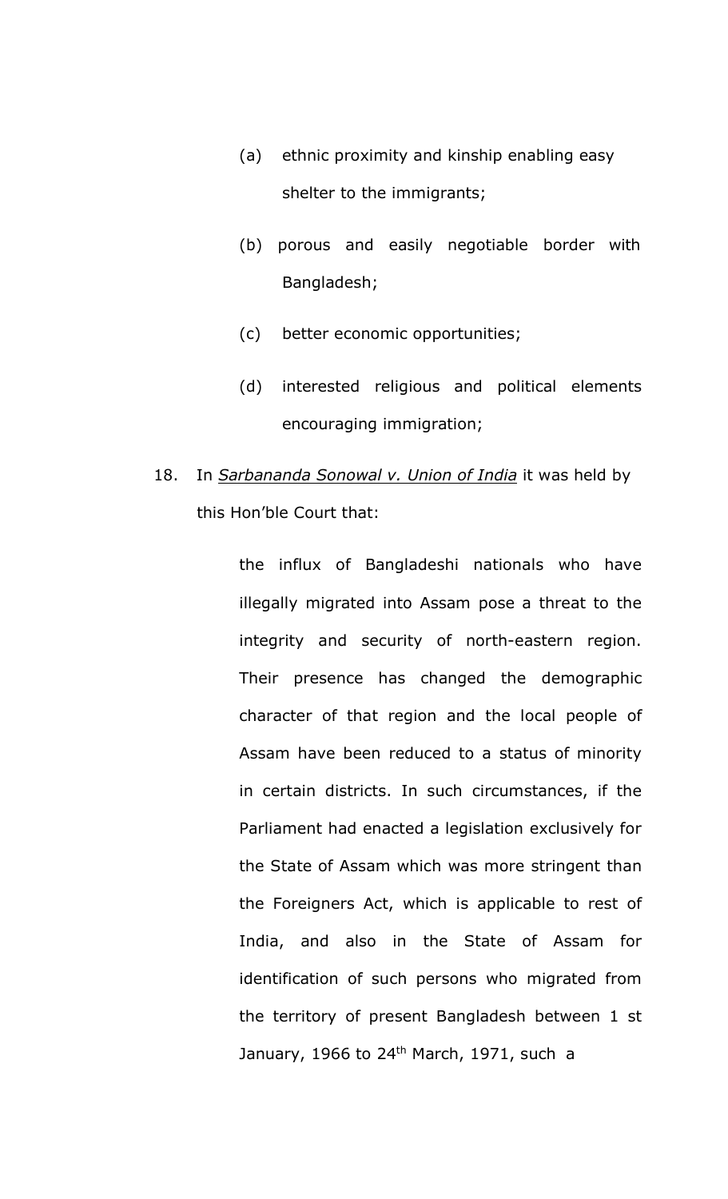(a) ethnic proximity and kinship enabling easy shelter to the immigrants;

(b) porous and easily negotiable border with Bangladesh;

(c) better economic opportunities;

(d) interested religious and political elements encouraging immigration;

18. In *Sarbananda Sonowal v. Union of India* it was held by this Hon'ble Court that:

> the influx of Bangladeshi nationals who have illegally migrated into Assam pose a threat to the integrity and security of north-eastern region. Their presence has changed the demographic character of that region and the local people of Assam have been reduced to a status of minority in certain districts. In such circumstances, if the Parliament had enacted a legislation exclusively for the State of Assam which was more stringent than the Foreigners Act, which is applicable to rest of India, and also in the State of Assam for identification of such persons who migrated from the territory of present Bangladesh between 1 st January, 1966 to 24th March, 1971, such a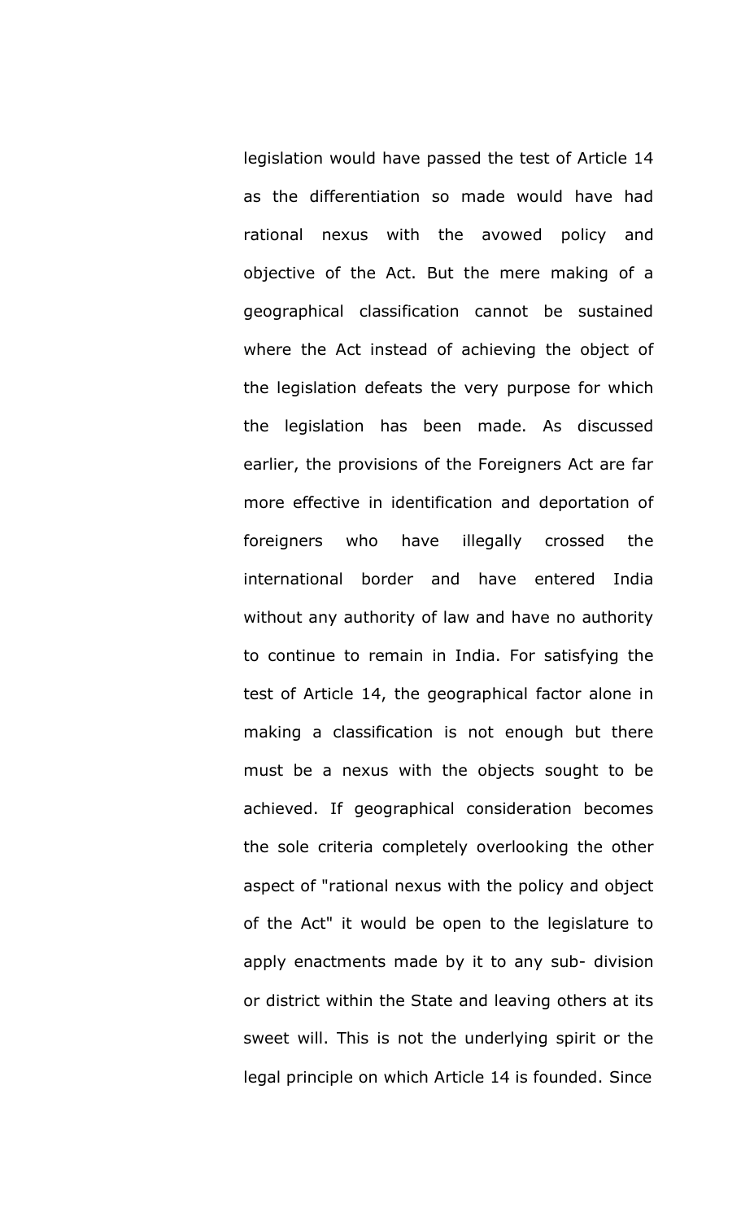legislation would have passed the test of Article 14 as the differentiation so made would have had rational nexus with the avowed policy and objective of the Act. But the mere making of a geographical classification cannot be sustained where the Act instead of achieving the object of the legislation defeats the very purpose for which the legislation has been made. As discussed earlier, the provisions of the Foreigners Act are far more effective in identification and deportation of foreigners who have illegally crossed the international border and have entered India without any authority of law and have no authority to continue to remain in India. For satisfying the test of Article 14, the geographical factor alone in making a classification is not enough but there must be a nexus with the objects sought to be achieved. If geographical consideration becomes the sole criteria completely overlooking the other aspect of "rational nexus with the policy and object of the Act" it would be open to the legislature to apply enactments made by it to any sub- division or district within the State and leaving others at its sweet will. This is not the underlying spirit or the legal principle on which Article 14 is founded. Since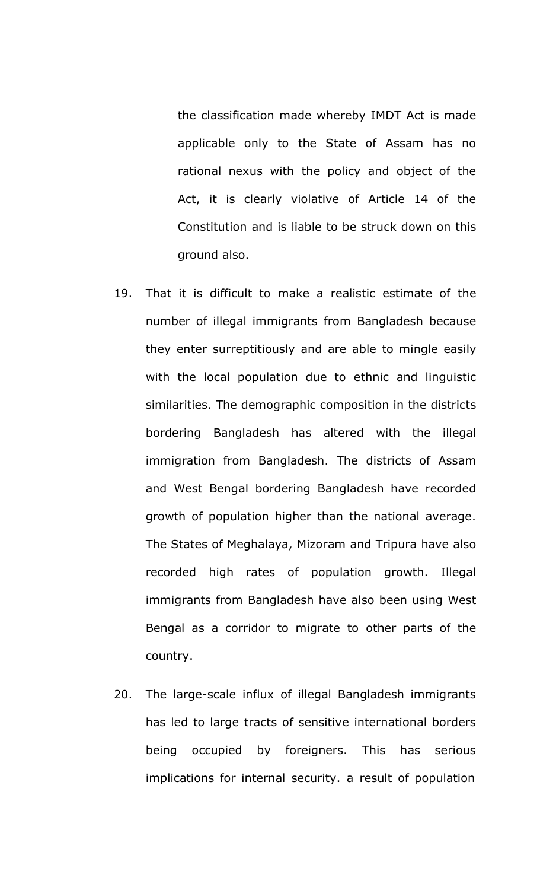the classification made whereby IMDT Act is made applicable only to the State of Assam has no rational nexus with the policy and object of the Act, it is clearly violative of Article 14 of the Constitution and is liable to be struck down on this ground also.

19. That it is difficult to make a realistic estimate of the number of illegal immigrants from Bangladesh because they enter surreptitiously and are able to mingle easily with the local population due to ethnic and linguistic similarities. The demographic composition in the districts bordering Bangladesh has altered with the illegal immigration from Bangladesh. The districts of Assam and West Bengal bordering Bangladesh have recorded growth of population higher than the national average. The States of Meghalaya, Mizoram and Tripura have also recorded high rates of population growth. Illegal immigrants from Bangladesh have also been using West Bengal as a corridor to migrate to other parts of the country.

20. The large-scale influx of illegal Bangladesh immigrants has led to large tracts of sensitive international borders being occupied by foreigners. This has serious implications for internal security. a result of population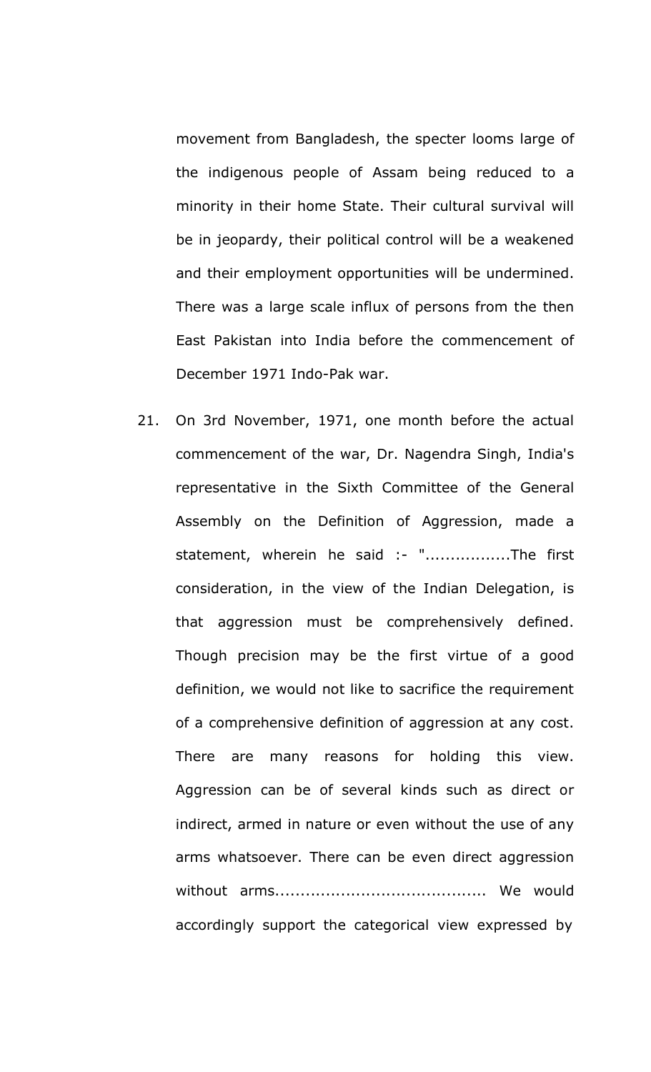movement from Bangladesh, the specter looms large of the indigenous people of Assam being reduced to a minority in their home State. Their cultural survival will be in jeopardy, their political control will be a weakened and their employment opportunities will be undermined. There was a large scale influx of persons from the then East Pakistan into India before the commencement of December 1971 Indo-Pak war.

21. On 3rd November, 1971, one month before the actual commencement of the war, Dr. Nagendra Singh, India's representative in the Sixth Committee of the General Assembly on the Definition of Aggression, made a statement, wherein he said :- ".................The first consideration, in the view of the Indian Delegation, is that aggression must be comprehensively defined. Though precision may be the first virtue of a good definition, we would not like to sacrifice the requirement of a comprehensive definition of aggression at any cost. There are many reasons for holding this view. Aggression can be of several kinds such as direct or indirect, armed in nature or even without the use of any arms whatsoever. There can be even direct aggression without arms.......................................... We would accordingly support the categorical view expressed by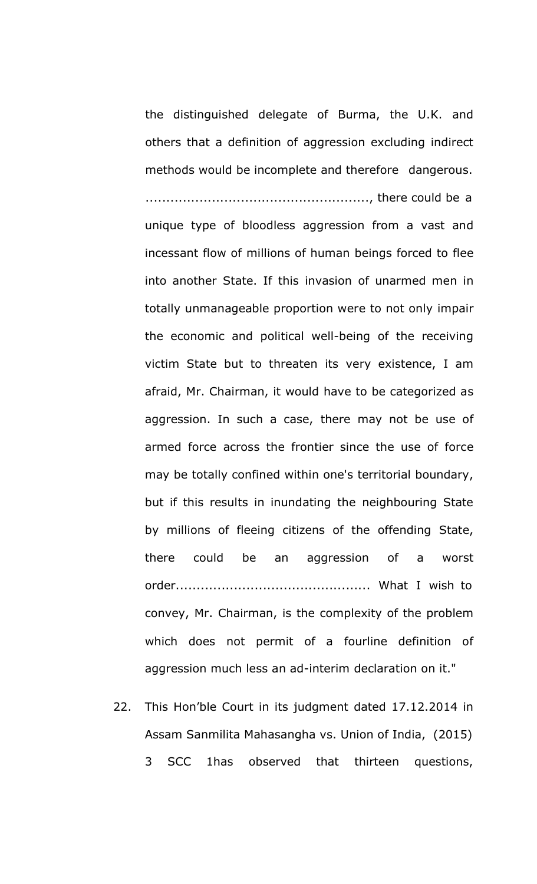the distinguished delegate of Burma, the U.K. and others that a definition of aggression excluding indirect methods would be incomplete and therefore dangerous. ....................................................., there could be a unique type of bloodless aggression from a vast and incessant flow of millions of human beings forced to flee into another State. If this invasion of unarmed men in totally unmanageable proportion were to not only impair the economic and political well-being of the receiving victim State but to threaten its very existence, I am afraid, Mr. Chairman, it would have to be categorized as aggression. In such a case, there may not be use of armed force across the frontier since the use of force may be totally confined within one's territorial boundary, but if this results in inundating the neighbouring State by millions of fleeing citizens of the offending State, there could be an aggression of a worst order............................................. What I wish to convey, Mr. Chairman, is the complexity of the problem which does not permit of a fourline definition of aggression much less an ad-interim declaration on it."

22. This Hon'ble Court in its judgment dated 17.12.2014 in Assam Sanmilita Mahasangha vs. Union of India, (2015) 3 SCC 1has observed that thirteen questions,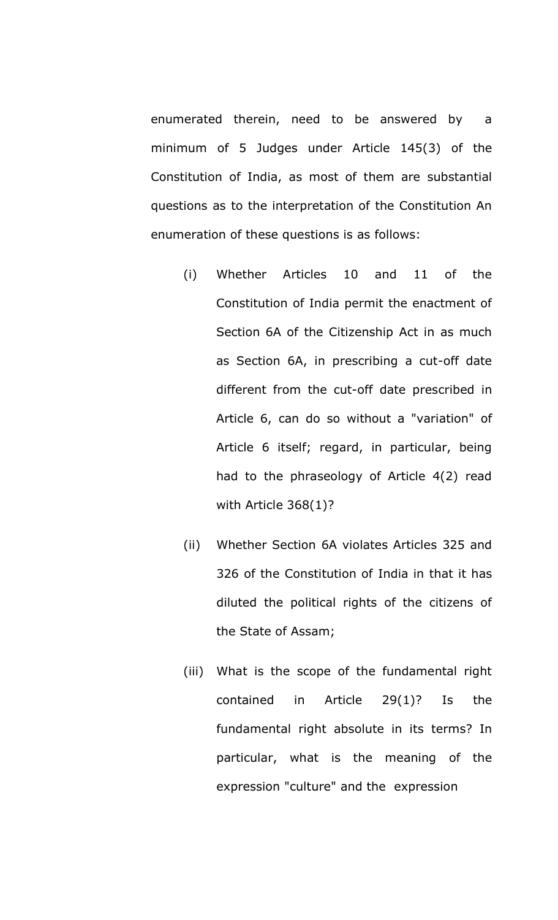enumerated therein, need to be answered by a minimum of 5 Judges under Article 145(3) of the Constitution of India, as most of them are substantial questions as to the interpretation of the Constitution An enumeration of these questions is as follows:

(i) Whether Articles 10 and 11 of the Constitution of India permit the enactment of Section 6A of the Citizenship Act in as much as Section 6A, in prescribing a cut-off date different from the cut-off date prescribed in Article 6, can do so without a "variation" of Article 6 itself; regard, in particular, being had to the phraseology of Article 4(2) read with Article 368(1)?

(ii) Whether Section 6A violates Articles 325 and 326 of the Constitution of India in that it has diluted the political rights of the citizens of the State of Assam;

(iii) What is the scope of the fundamental right contained in Article 29(1)? Is the fundamental right absolute in its terms? In particular, what is the meaning of the expression "culture" and the expression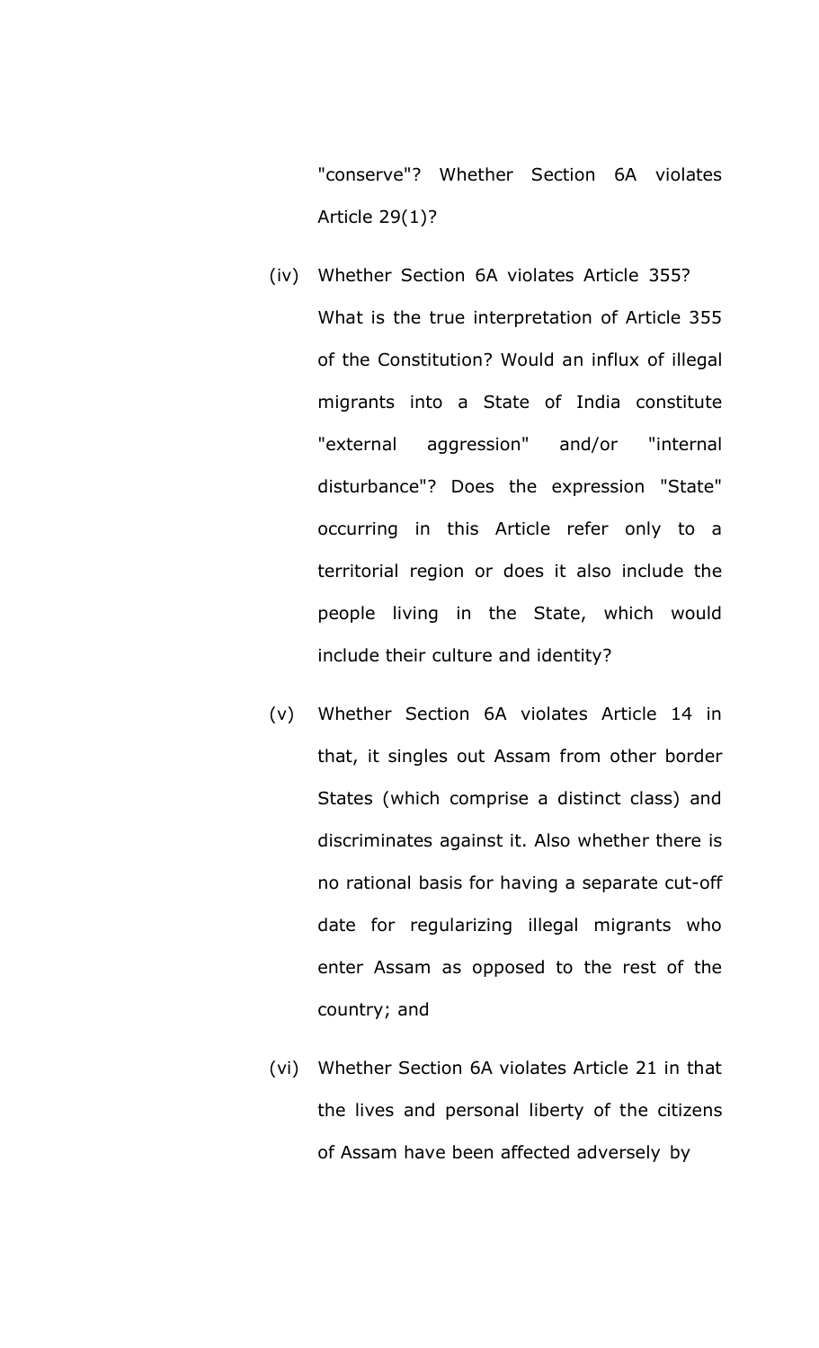"conserve"? Whether Section 6A violates Article 29(1)?

(iv) Whether Section 6A violates Article 355? What is the true interpretation of Article 355 of the Constitution? Would an influx of illegal migrants into a State of India constitute "external aggression" and/or "internal disturbance"? Does the expression "State" occurring in this Article refer only to a territorial region or does it also include the people living in the State, which would include their culture and identity?

(v) Whether Section 6A violates Article 14 in that, it singles out Assam from other border States (which comprise a distinct class) and discriminates against it. Also whether there is no rational basis for having a separate cut-off date for regularizing illegal migrants who enter Assam as opposed to the rest of the country; and

(vi) Whether Section 6A violates Article 21 in that the lives and personal liberty of the citizens of Assam have been affected adversely by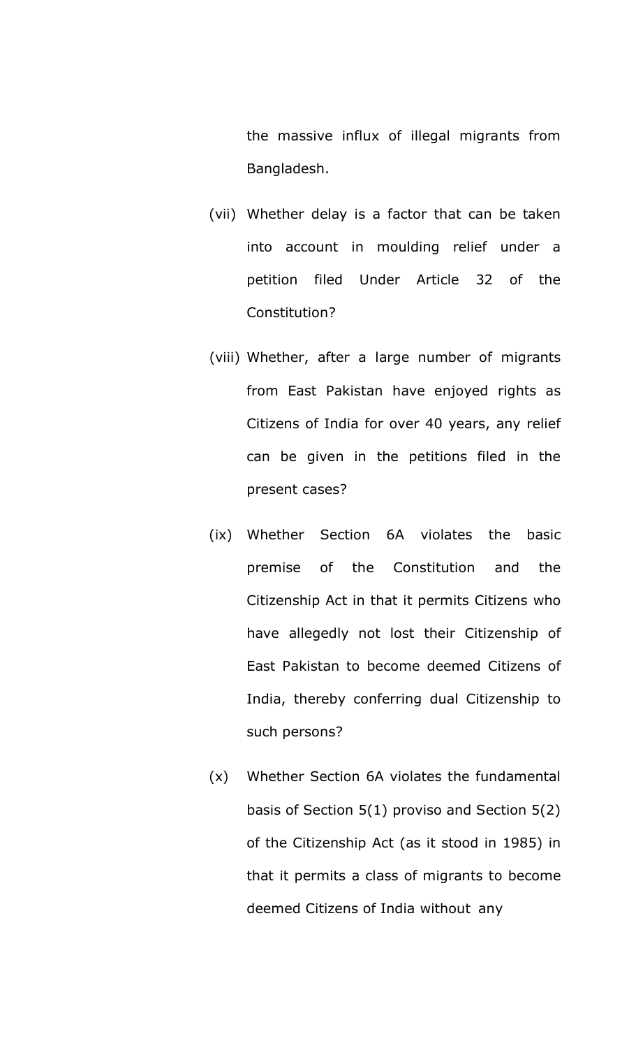the massive influx of illegal migrants from Bangladesh.

(vii) Whether delay is a factor that can be taken into account in moulding relief under a petition filed Under Article 32 of the Constitution?

(viii) Whether, after a large number of migrants from East Pakistan have enjoyed rights as Citizens of India for over 40 years, any relief can be given in the petitions filed in the present cases?

(ix) Whether Section 6A violates the basic premise of the Constitution and the Citizenship Act in that it permits Citizens who have allegedly not lost their Citizenship of East Pakistan to become deemed Citizens of India, thereby conferring dual Citizenship to such persons?

(x) Whether Section 6A violates the fundamental basis of Section 5(1) proviso and Section 5(2) of the Citizenship Act (as it stood in 1985) in that it permits a class of migrants to become deemed Citizens of India without any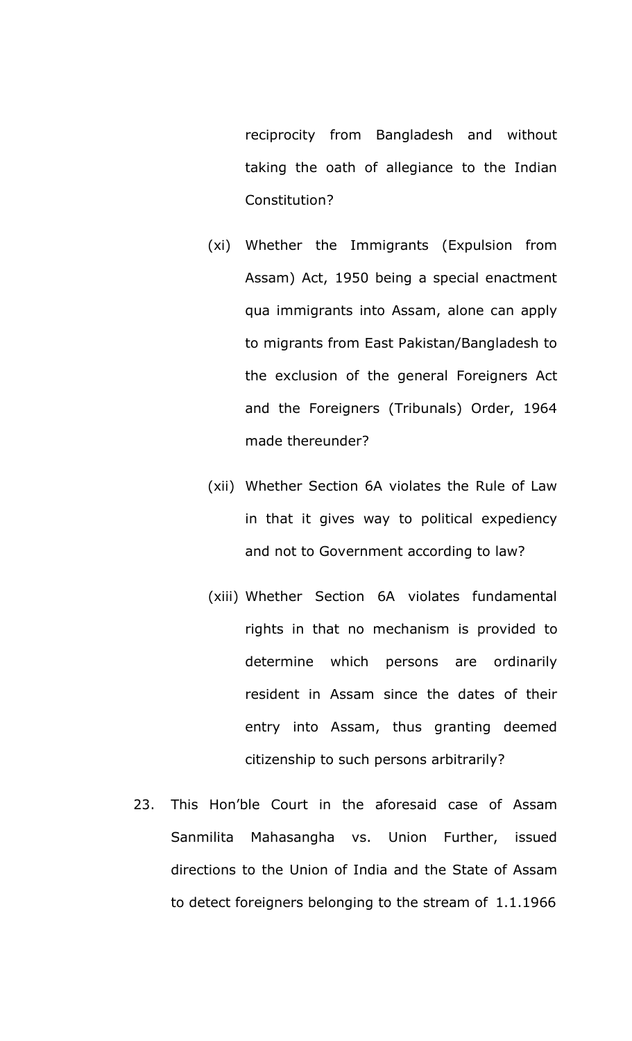reciprocity from Bangladesh and without taking the oath of allegiance to the Indian Constitution?

(xi) Whether the Immigrants (Expulsion from Assam) Act, 1950 being a special enactment qua immigrants into Assam, alone can apply to migrants from East Pakistan/Bangladesh to the exclusion of the general Foreigners Act and the Foreigners (Tribunals) Order, 1964 made thereunder?

(xii) Whether Section 6A violates the Rule of Law in that it gives way to political expediency and not to Government according to law?

(xiii) Whether Section 6A violates fundamental rights in that no mechanism is provided to determine which persons are ordinarily resident in Assam since the dates of their entry into Assam, thus granting deemed citizenship to such persons arbitrarily?

23. This Hon'ble Court in the aforesaid case of Assam Sanmilita Mahasangha vs. Union Further, issued directions to the Union of India and the State of Assam to detect foreigners belonging to the stream of 1.1.1966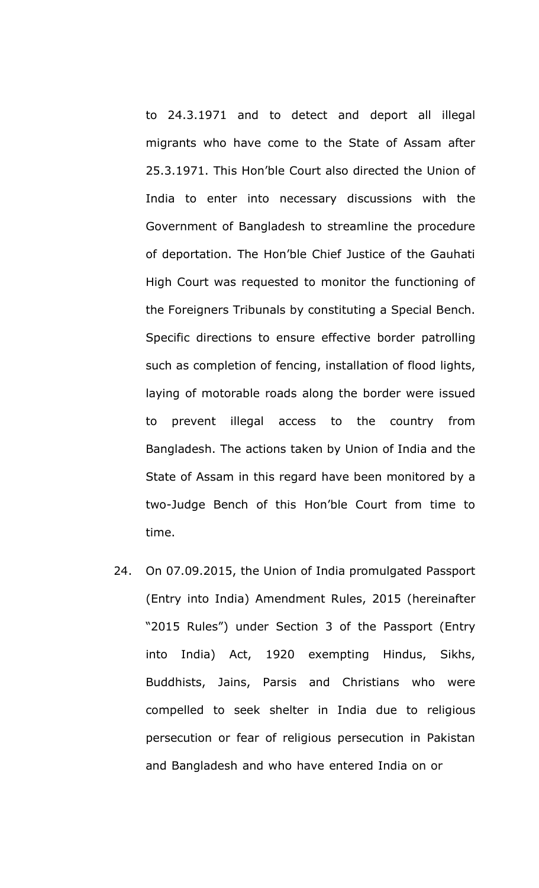to 24.3.1971 and to detect and deport all illegal migrants who have come to the State of Assam after 25.3.1971. This Hon'ble Court also directed the Union of India to enter into necessary discussions with the Government of Bangladesh to streamline the procedure of deportation. The Hon'ble Chief Justice of the Gauhati High Court was requested to monitor the functioning of the Foreigners Tribunals by constituting a Special Bench. Specific directions to ensure effective border patrolling such as completion of fencing, installation of flood lights, laying of motorable roads along the border were issued to prevent illegal access to the country from Bangladesh. The actions taken by Union of India and the State of Assam in this regard have been monitored by a two-Judge Bench of this Hon'ble Court from time to time.

24. On 07.09.2015, the Union of India promulgated Passport (Entry into India) Amendment Rules, 2015 (hereinafter "2015 Rules") under Section 3 of the Passport (Entry into India) Act, 1920 exempting Hindus, Sikhs, Buddhists, Jains, Parsis and Christians who were compelled to seek shelter in India due to religious persecution or fear of religious persecution in Pakistan and Bangladesh and who have entered India on or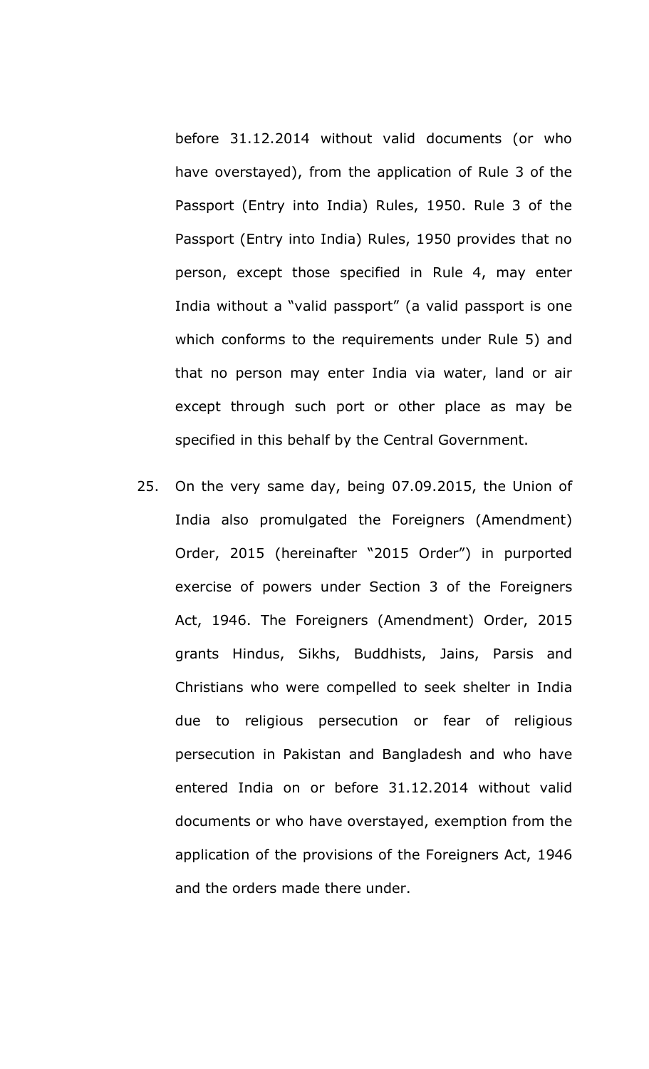before 31.12.2014 without valid documents (or who have overstayed), from the application of Rule 3 of the Passport (Entry into India) Rules, 1950. Rule 3 of the Passport (Entry into India) Rules, 1950 provides that no person, except those specified in Rule 4, may enter India without a "valid passport" (a valid passport is one which conforms to the requirements under Rule 5) and that no person may enter India via water, land or air except through such port or other place as may be specified in this behalf by the Central Government.

25. On the very same day, being 07.09.2015, the Union of India also promulgated the Foreigners (Amendment) Order, 2015 (hereinafter "2015 Order") in purported exercise of powers under Section 3 of the Foreigners Act, 1946. The Foreigners (Amendment) Order, 2015 grants Hindus, Sikhs, Buddhists, Jains, Parsis and Christians who were compelled to seek shelter in India due to religious persecution or fear of religious persecution in Pakistan and Bangladesh and who have entered India on or before 31.12.2014 without valid documents or who have overstayed, exemption from the application of the provisions of the Foreigners Act, 1946 and the orders made there under.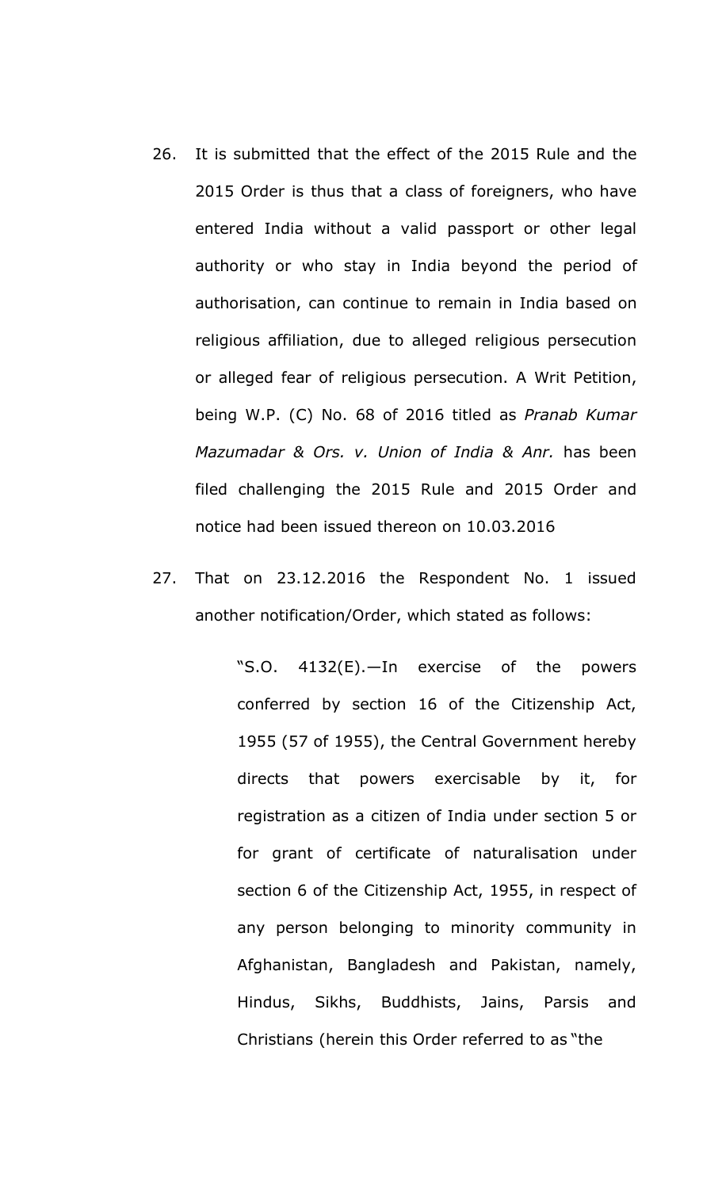26. It is submitted that the effect of the 2015 Rule and the 2015 Order is thus that a class of foreigners, who have entered India without a valid passport or other legal authority or who stay in India beyond the period of authorisation, can continue to remain in India based on religious affiliation, due to alleged religious persecution or alleged fear of religious persecution. A Writ Petition, being W.P. (C) No. 68 of 2016 titled as *Pranab Kumar Mazumadar & Ors. v. Union of India & Anr.* has been filed challenging the 2015 Rule and 2015 Order and notice had been issued thereon on 10.03.2016

27. That on 23.12.2016 the Respondent No. 1 issued another notification/Order, which stated as follows:

 > "S.O. 4132(E).—In exercise of the powers conferred by section 16 of the Citizenship Act, 1955 (57 of 1955), the Central Government hereby directs that powers exercisable by it, for registration as a citizen of India under section 5 or for grant of certificate of naturalisation under section 6 of the Citizenship Act, 1955, in respect of any person belonging to minority community in Afghanistan, Bangladesh and Pakistan, namely, Hindus, Sikhs, Buddhists, Jains, Parsis and Christians (herein this Order referred to as "the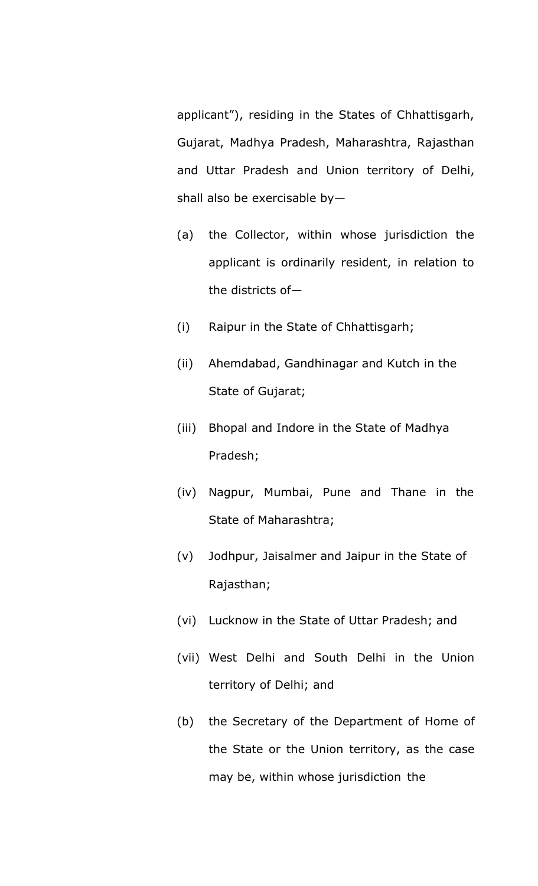applicant”), residing in the States of Chhattisgarh, Gujarat, Madhya Pradesh, Maharashtra, Rajasthan and Uttar Pradesh and Union territory of Delhi, shall also be exercisable by—

(a) the Collector, within whose jurisdiction the applicant is ordinarily resident, in relation to the districts of—

(i) Raipur in the State of Chhattisgarh;

(ii) Ahemdabad, Gandhinagar and Kutch in the State of Gujarat;

(iii) Bhopal and Indore in the State of Madhya Pradesh;

(iv) Nagpur, Mumbai, Pune and Thane in the State of Maharashtra;

(v) Jodhpur, Jaisalmer and Jaipur in the State of Rajasthan;

(vi) Lucknow in the State of Uttar Pradesh; and

(vii) West Delhi and South Delhi in the Union territory of Delhi; and

(b) the Secretary of the Department of Home of the State or the Union territory, as the case may be, within whose jurisdiction the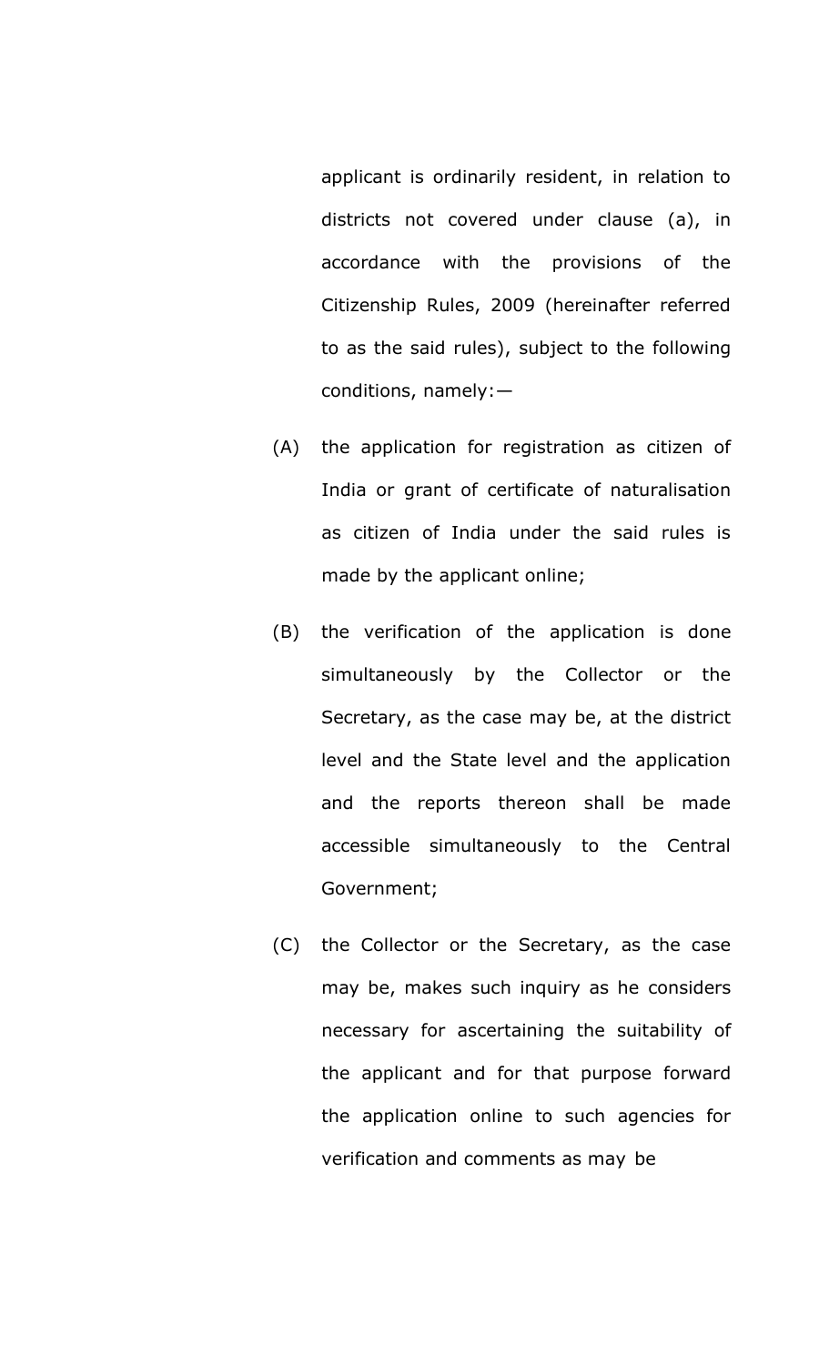applicant is ordinarily resident, in relation to districts not covered under clause (a), in accordance with the provisions of the Citizenship Rules, 2009 (hereinafter referred to as the said rules), subject to the following conditions, namely:—

(A) the application for registration as citizen of India or grant of certificate of naturalisation as citizen of India under the said rules is made by the applicant online;

(B) the verification of the application is done simultaneously by the Collector or the Secretary, as the case may be, at the district level and the State level and the application and the reports thereon shall be made accessible simultaneously to the Central Government;

(C) the Collector or the Secretary, as the case may be, makes such inquiry as he considers necessary for ascertaining the suitability of the applicant and for that purpose forward the application online to such agencies for verification and comments as may be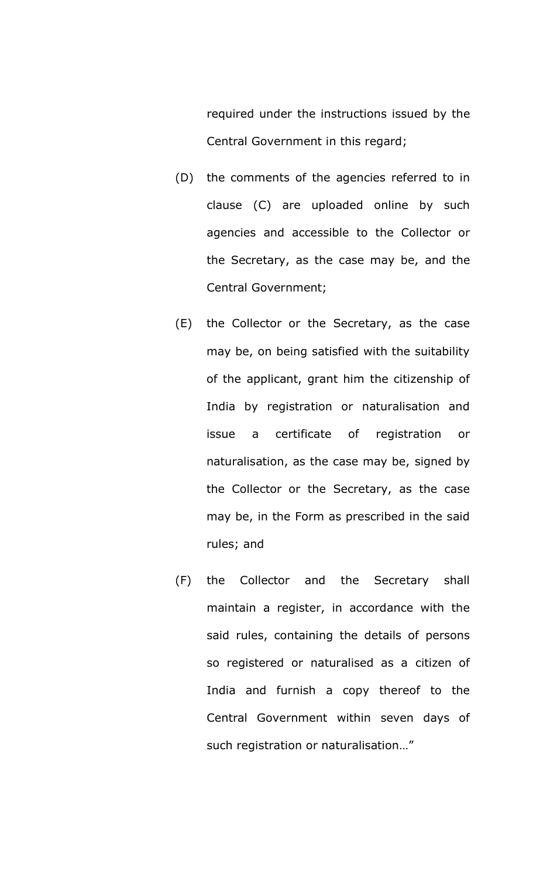required under the instructions issued by the Central Government in this regard;

(D) the comments of the agencies referred to in clause (C) are uploaded online by such agencies and accessible to the Collector or the Secretary, as the case may be, and the Central Government;

(E) the Collector or the Secretary, as the case may be, on being satisfied with the suitability of the applicant, grant him the citizenship of India by registration or naturalisation and issue a certificate of registration or naturalisation, as the case may be, signed by the Collector or the Secretary, as the case may be, in the Form as prescribed in the said rules; and

(F) the Collector and the Secretary shall maintain a register, in accordance with the said rules, containing the details of persons so registered or naturalised as a citizen of India and furnish a copy thereof to the Central Government within seven days of such registration or naturalisation…"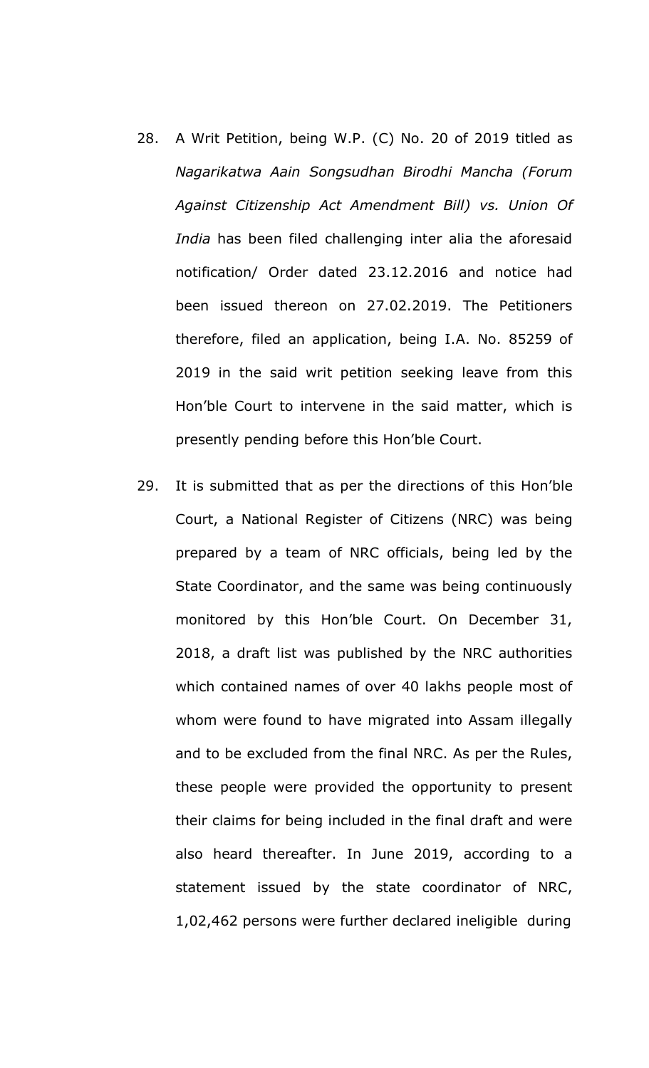28. A Writ Petition, being W.P. (C) No. 20 of 2019 titled as *Nagarikatwa Aain Songsudhan Birodhi Mancha (Forum Against Citizenship Act Amendment Bill) vs. Union Of India* has been filed challenging inter alia the aforesaid notification/ Order dated 23.12.2016 and notice had been issued thereon on 27.02.2019. The Petitioners therefore, filed an application, being I.A. No. 85259 of 2019 in the said writ petition seeking leave from this Hon'ble Court to intervene in the said matter, which is presently pending before this Hon'ble Court.

29. It is submitted that as per the directions of this Hon'ble Court, a National Register of Citizens (NRC) was being prepared by a team of NRC officials, being led by the State Coordinator, and the same was being continuously monitored by this Hon'ble Court. On December 31, 2018, a draft list was published by the NRC authorities which contained names of over 40 lakhs people most of whom were found to have migrated into Assam illegally and to be excluded from the final NRC. As per the Rules, these people were provided the opportunity to present their claims for being included in the final draft and were also heard thereafter. In June 2019, according to a statement issued by the state coordinator of NRC, 1,02,462 persons were further declared ineligible during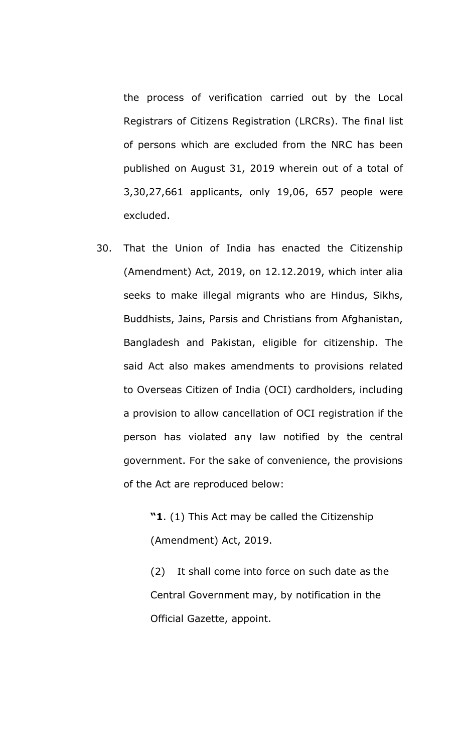the process of verification carried out by the Local Registrars of Citizens Registration (LRCRs). The final list of persons which are excluded from the NRC has been published on August 31, 2019 wherein out of a total of 3,30,27,661 applicants, only 19,06, 657 people were excluded.

30. That the Union of India has enacted the Citizenship (Amendment) Act, 2019, on 12.12.2019, which inter alia seeks to make illegal migrants who are Hindus, Sikhs, Buddhists, Jains, Parsis and Christians from Afghanistan, Bangladesh and Pakistan, eligible for citizenship. The said Act also makes amendments to provisions related to Overseas Citizen of India (OCI) cardholders, including a provision to allow cancellation of OCI registration if the person has violated any law notified by the central government. For the sake of convenience, the provisions of the Act are reproduced below:

> "**1**. (1) This Act may be called the Citizenship (Amendment) Act, 2019.
>
> (2) It shall come into force on such date as the Central Government may, by notification in the Official Gazette, appoint.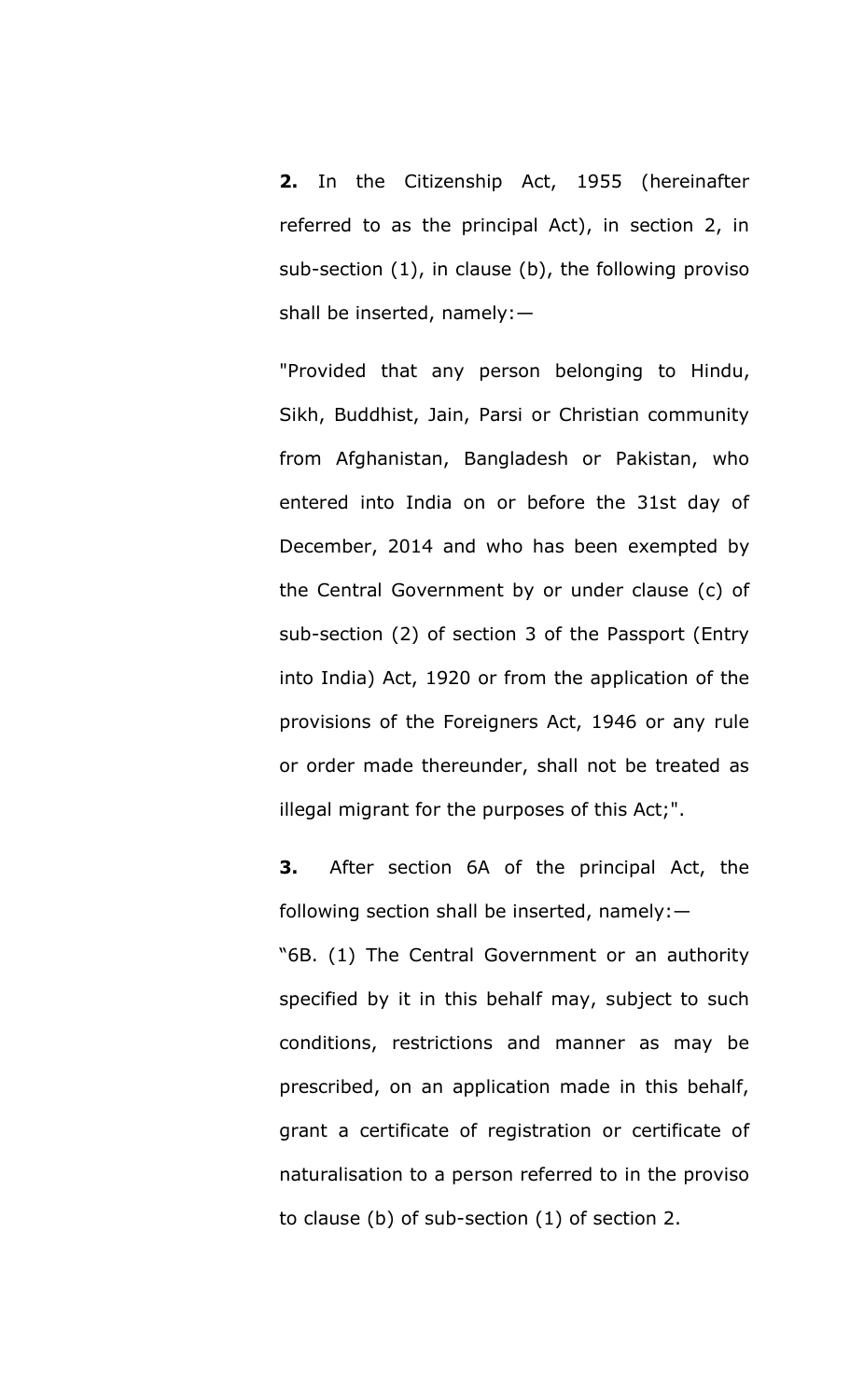**2.** In the Citizenship Act, 1955 (hereinafter referred to as the principal Act), in section 2, in sub-section (1), in clause (b), the following proviso shall be inserted, namely:—

"Provided that any person belonging to Hindu, Sikh, Buddhist, Jain, Parsi or Christian community from Afghanistan, Bangladesh or Pakistan, who entered into India on or before the 31st day of December, 2014 and who has been exempted by the Central Government by or under clause (c) of sub-section (2) of section 3 of the Passport (Entry into India) Act, 1920 or from the application of the provisions of the Foreigners Act, 1946 or any rule or order made thereunder, shall not be treated as illegal migrant for the purposes of this Act;".

**3.** After section 6A of the principal Act, the following section shall be inserted, namely:—

"6B. (1) The Central Government or an authority specified by it in this behalf may, subject to such conditions, restrictions and manner as may be prescribed, on an application made in this behalf, grant a certificate of registration or certificate of naturalisation to a person referred to in the proviso to clause (b) of sub-section (1) of section 2.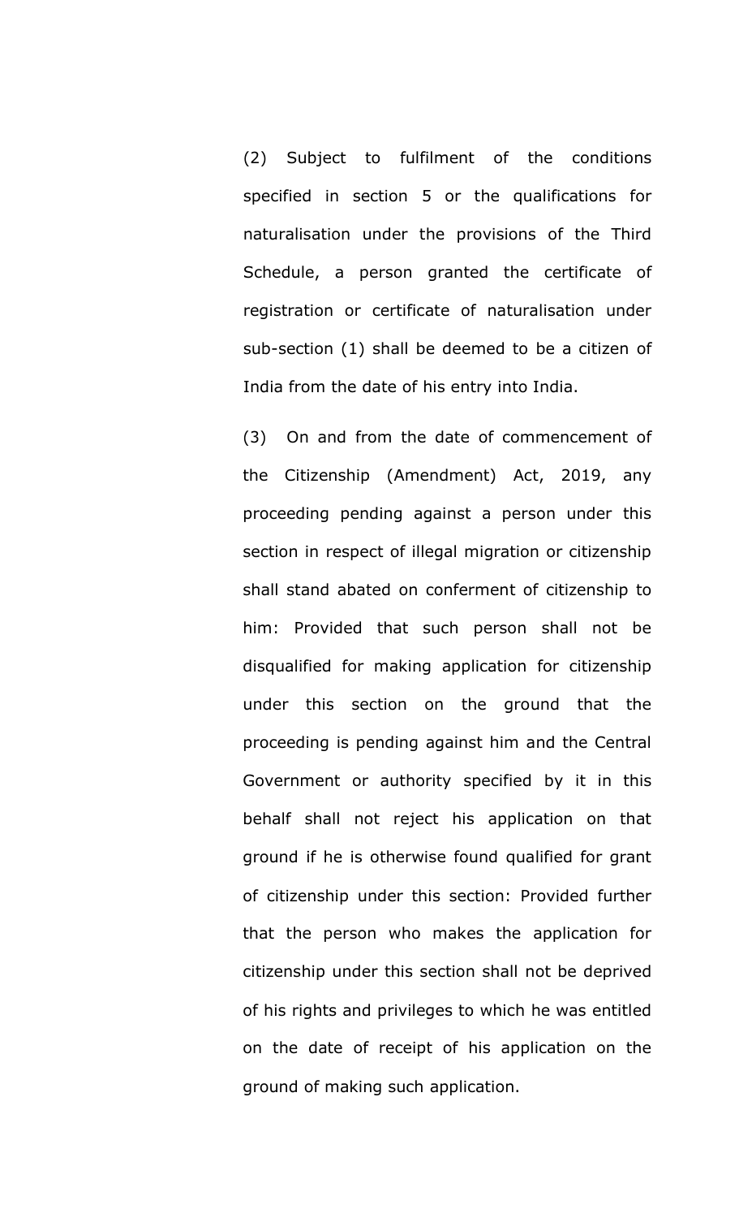(2) Subject to fulfilment of the conditions specified in section 5 or the qualifications for naturalisation under the provisions of the Third Schedule, a person granted the certificate of registration or certificate of naturalisation under sub-section (1) shall be deemed to be a citizen of India from the date of his entry into India.

(3) On and from the date of commencement of the Citizenship (Amendment) Act, 2019, any proceeding pending against a person under this section in respect of illegal migration or citizenship shall stand abated on conferment of citizenship to him: Provided that such person shall not be disqualified for making application for citizenship under this section on the ground that the proceeding is pending against him and the Central Government or authority specified by it in this behalf shall not reject his application on that ground if he is otherwise found qualified for grant of citizenship under this section: Provided further that the person who makes the application for citizenship under this section shall not be deprived of his rights and privileges to which he was entitled on the date of receipt of his application on the ground of making such application.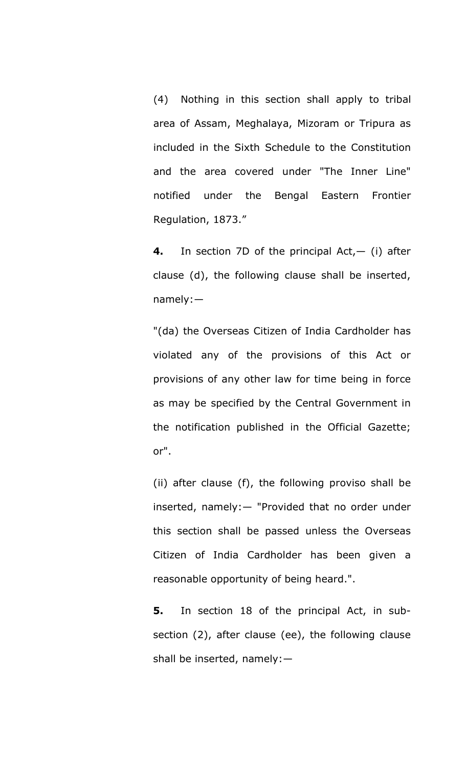(4) Nothing in this section shall apply to tribal area of Assam, Meghalaya, Mizoram or Tripura as included in the Sixth Schedule to the Constitution and the area covered under "The Inner Line" notified under the Bengal Eastern Frontier Regulation, 1873."

**4.** In section 7D of the principal Act,— (i) after clause (d), the following clause shall be inserted, namely:—

"(da) the Overseas Citizen of India Cardholder has violated any of the provisions of this Act or provisions of any other law for time being in force as may be specified by the Central Government in the notification published in the Official Gazette; or".

(ii) after clause (f), the following proviso shall be inserted, namely:— "Provided that no order under this section shall be passed unless the Overseas Citizen of India Cardholder has been given a reasonable opportunity of being heard.".

**5.** In section 18 of the principal Act, in sub-section (2), after clause (ee), the following clause shall be inserted, namely:—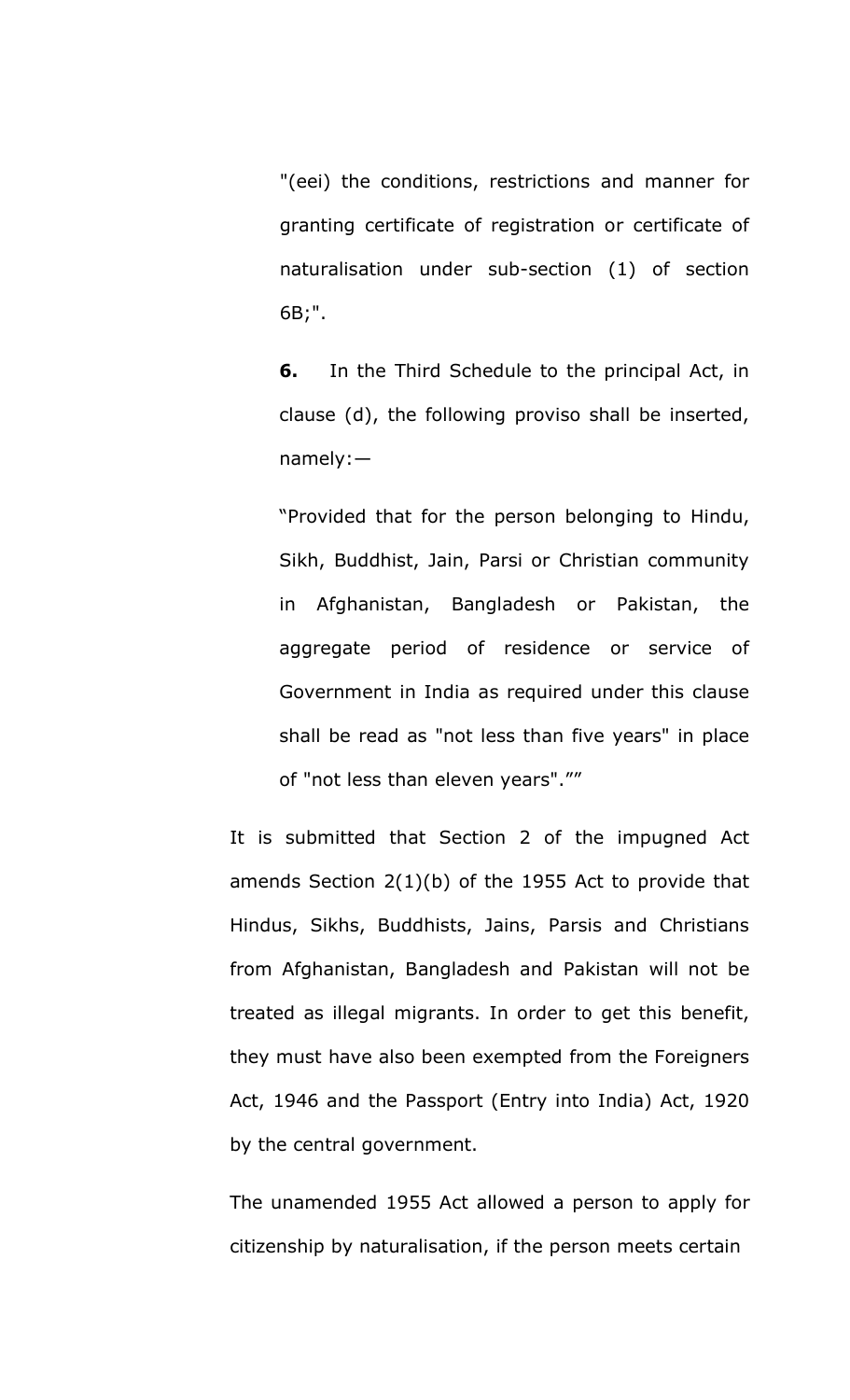"(eei) the conditions, restrictions and manner for granting certificate of registration or certificate of naturalisation under sub-section (1) of section 6B;".

**6.** In the Third Schedule to the principal Act, in clause (d), the following proviso shall be inserted, namely:—

"Provided that for the person belonging to Hindu, Sikh, Buddhist, Jain, Parsi or Christian community in Afghanistan, Bangladesh or Pakistan, the aggregate period of residence or service of Government in India as required under this clause shall be read as "not less than five years" in place of "not less than eleven years".""

It is submitted that Section 2 of the impugned Act amends Section 2(1)(b) of the 1955 Act to provide that Hindus, Sikhs, Buddhists, Jains, Parsis and Christians from Afghanistan, Bangladesh and Pakistan will not be treated as illegal migrants. In order to get this benefit, they must have also been exempted from the Foreigners Act, 1946 and the Passport (Entry into India) Act, 1920 by the central government.

The unamended 1955 Act allowed a person to apply for citizenship by naturalisation, if the person meets certain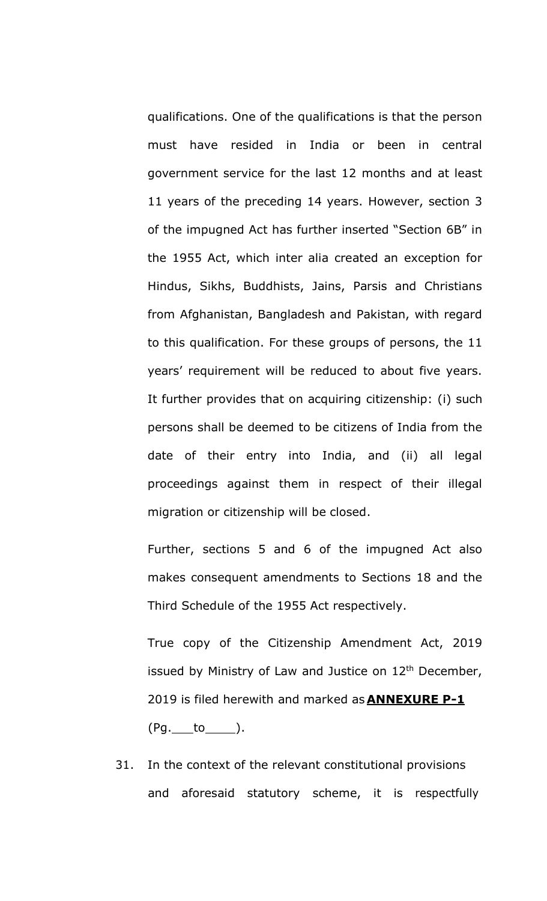qualifications. One of the qualifications is that the person must have resided in India or been in central government service for the last 12 months and at least 11 years of the preceding 14 years. However, section 3 of the impugned Act has further inserted "Section 6B" in the 1955 Act, which inter alia created an exception for Hindus, Sikhs, Buddhists, Jains, Parsis and Christians from Afghanistan, Bangladesh and Pakistan, with regard to this qualification. For these groups of persons, the 11 years' requirement will be reduced to about five years. It further provides that on acquiring citizenship: (i) such persons shall be deemed to be citizens of India from the date of their entry into India, and (ii) all legal proceedings against them in respect of their illegal migration or citizenship will be closed.

Further, sections 5 and 6 of the impugned Act also makes consequent amendments to Sections 18 and the Third Schedule of the 1955 Act respectively.

True copy of the Citizenship Amendment Act, 2019 issued by Ministry of Law and Justice on 12th December, 2019 is filed herewith and marked as **ANNEXURE P-1** (Pg.___to____).

31. In the context of the relevant constitutional provisions and aforesaid statutory scheme, it is respectfully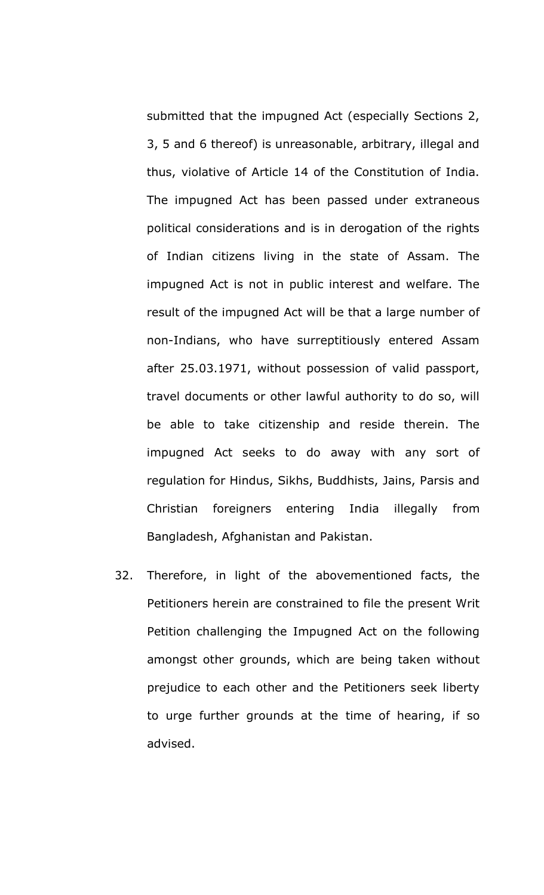submitted that the impugned Act (especially Sections 2, 3, 5 and 6 thereof) is unreasonable, arbitrary, illegal and thus, violative of Article 14 of the Constitution of India. The impugned Act has been passed under extraneous political considerations and is in derogation of the rights of Indian citizens living in the state of Assam. The impugned Act is not in public interest and welfare. The result of the impugned Act will be that a large number of non-Indians, who have surreptitiously entered Assam after 25.03.1971, without possession of valid passport, travel documents or other lawful authority to do so, will be able to take citizenship and reside therein. The impugned Act seeks to do away with any sort of regulation for Hindus, Sikhs, Buddhists, Jains, Parsis and Christian foreigners entering India illegally from Bangladesh, Afghanistan and Pakistan.

32. Therefore, in light of the abovementioned facts, the Petitioners herein are constrained to file the present Writ Petition challenging the Impugned Act on the following amongst other grounds, which are being taken without prejudice to each other and the Petitioners seek liberty to urge further grounds at the time of hearing, if so advised.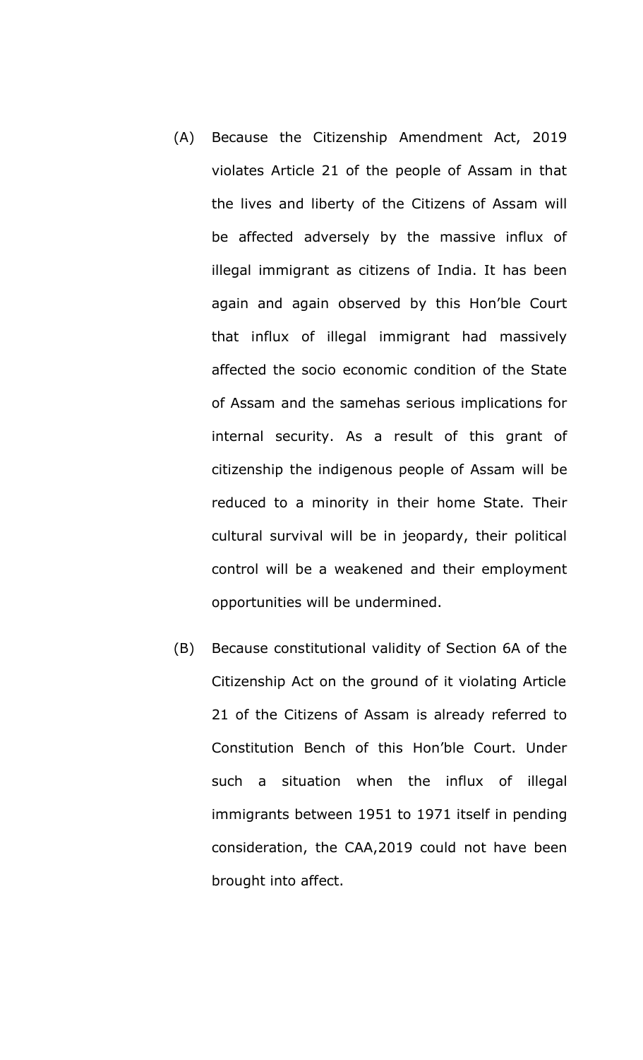(A) Because the Citizenship Amendment Act, 2019 violates Article 21 of the people of Assam in that the lives and liberty of the Citizens of Assam will be affected adversely by the massive influx of illegal immigrant as citizens of India. It has been again and again observed by this Hon'ble Court that influx of illegal immigrant had massively affected the socio economic condition of the State of Assam and the samehas serious implications for internal security. As a result of this grant of citizenship the indigenous people of Assam will be reduced to a minority in their home State. Their cultural survival will be in jeopardy, their political control will be a weakened and their employment opportunities will be undermined.

(B) Because constitutional validity of Section 6A of the Citizenship Act on the ground of it violating Article 21 of the Citizens of Assam is already referred to Constitution Bench of this Hon'ble Court. Under such a situation when the influx of illegal immigrants between 1951 to 1971 itself in pending consideration, the CAA,2019 could not have been brought into affect.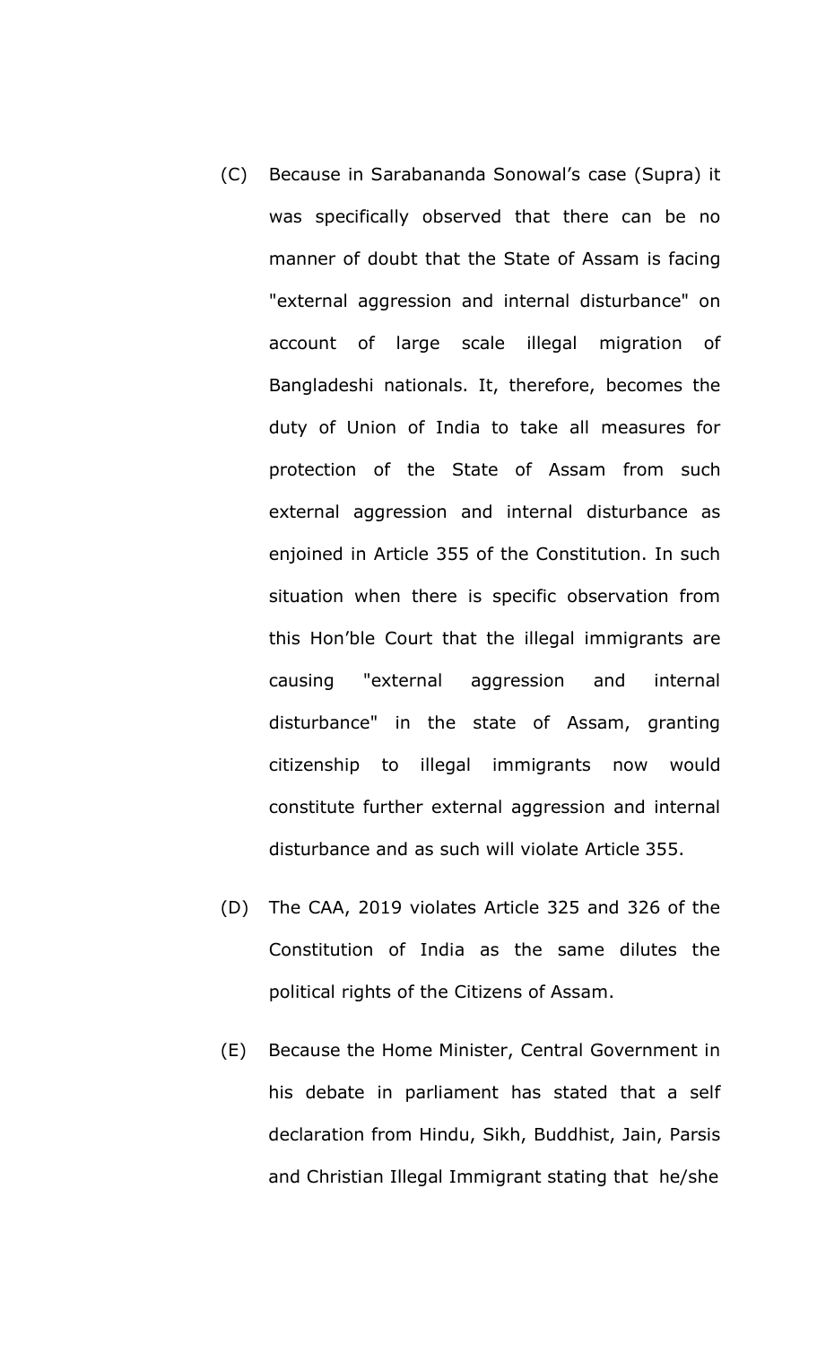(C) Because in Sarabananda Sonowal's case (Supra) it was specifically observed that there can be no manner of doubt that the State of Assam is facing "external aggression and internal disturbance" on account of large scale illegal migration of Bangladeshi nationals. It, therefore, becomes the duty of Union of India to take all measures for protection of the State of Assam from such external aggression and internal disturbance as enjoined in Article 355 of the Constitution. In such situation when there is specific observation from this Hon'ble Court that the illegal immigrants are causing "external aggression and internal disturbance" in the state of Assam, granting citizenship to illegal immigrants now would constitute further external aggression and internal disturbance and as such will violate Article 355.

(D) The CAA, 2019 violates Article 325 and 326 of the Constitution of India as the same dilutes the political rights of the Citizens of Assam.

(E) Because the Home Minister, Central Government in his debate in parliament has stated that a self declaration from Hindu, Sikh, Buddhist, Jain, Parsis and Christian Illegal Immigrant stating that he/she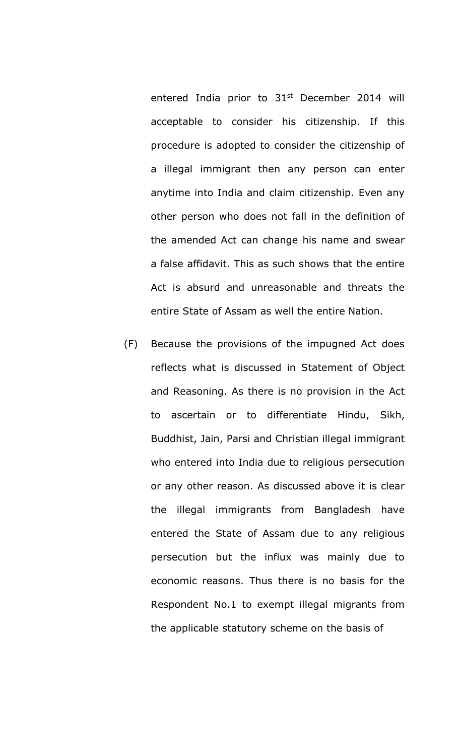entered India prior to 31st December 2014 will acceptable to consider his citizenship. If this procedure is adopted to consider the citizenship of a illegal immigrant then any person can enter anytime into India and claim citizenship. Even any other person who does not fall in the definition of the amended Act can change his name and swear a false affidavit. This as such shows that the entire Act is absurd and unreasonable and threats the entire State of Assam as well the entire Nation.

(F) Because the provisions of the impugned Act does reflects what is discussed in Statement of Object and Reasoning. As there is no provision in the Act to ascertain or to differentiate Hindu, Sikh, Buddhist, Jain, Parsi and Christian illegal immigrant who entered into India due to religious persecution or any other reason. As discussed above it is clear the illegal immigrants from Bangladesh have entered the State of Assam due to any religious persecution but the influx was mainly due to economic reasons. Thus there is no basis for the Respondent No.1 to exempt illegal migrants from the applicable statutory scheme on the basis of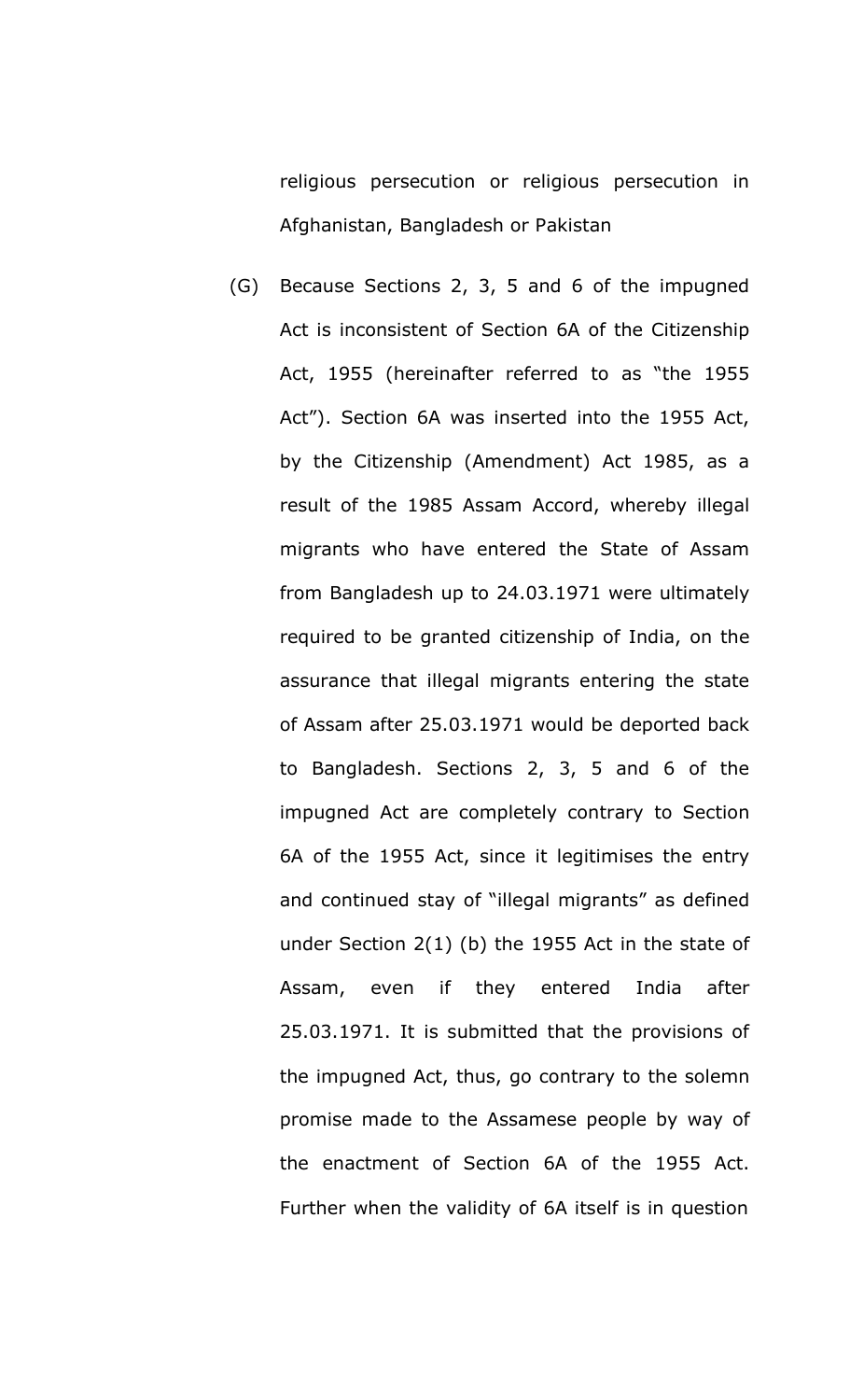religious persecution or religious persecution in Afghanistan, Bangladesh or Pakistan

(G) Because Sections 2, 3, 5 and 6 of the impugned Act is inconsistent of Section 6A of the Citizenship Act, 1955 (hereinafter referred to as "the 1955 Act"). Section 6A was inserted into the 1955 Act, by the Citizenship (Amendment) Act 1985, as a result of the 1985 Assam Accord, whereby illegal migrants who have entered the State of Assam from Bangladesh up to 24.03.1971 were ultimately required to be granted citizenship of India, on the assurance that illegal migrants entering the state of Assam after 25.03.1971 would be deported back to Bangladesh. Sections 2, 3, 5 and 6 of the impugned Act are completely contrary to Section 6A of the 1955 Act, since it legitimises the entry and continued stay of "illegal migrants" as defined under Section 2(1) (b) the 1955 Act in the state of Assam, even if they entered India after 25.03.1971. It is submitted that the provisions of the impugned Act, thus, go contrary to the solemn promise made to the Assamese people by way of the enactment of Section 6A of the 1955 Act. Further when the validity of 6A itself is in question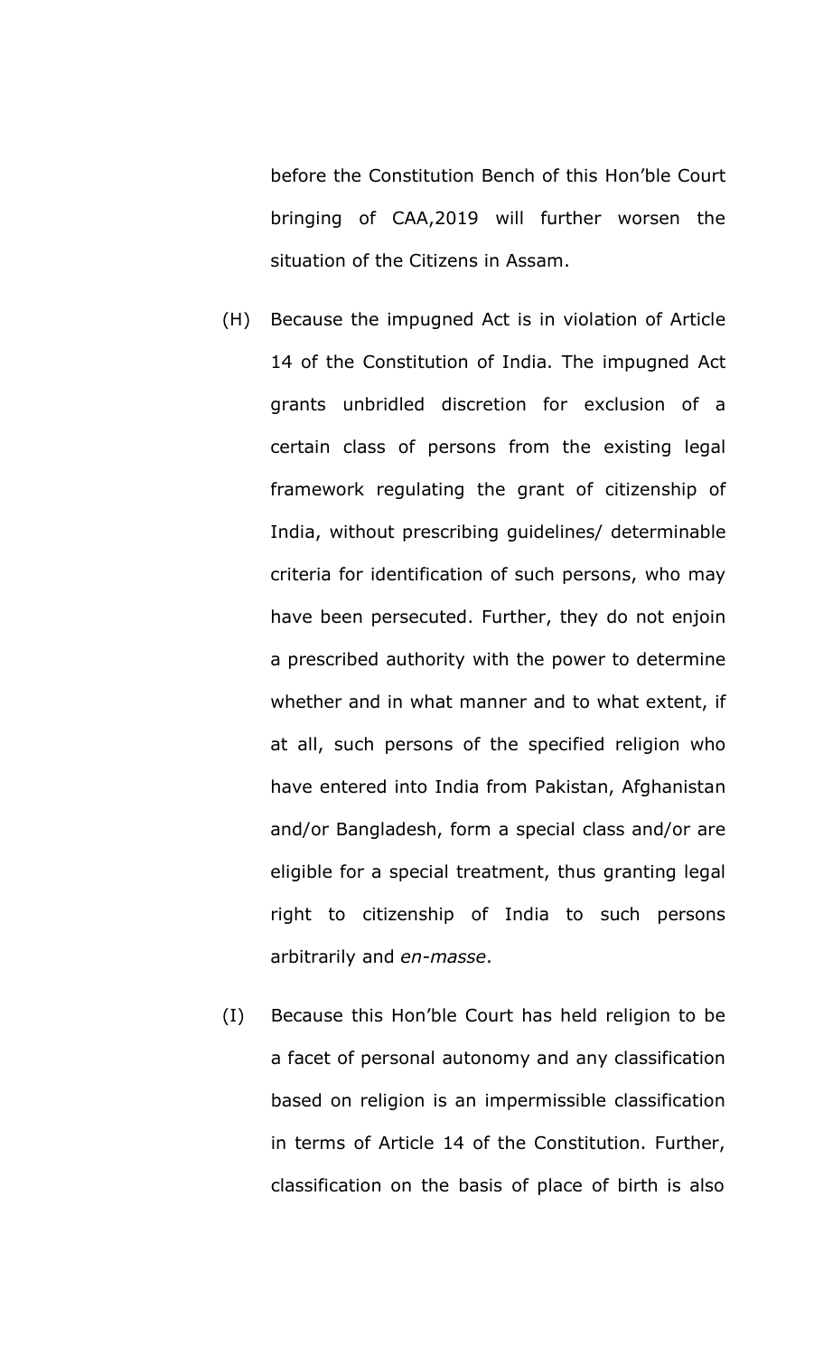before the Constitution Bench of this Hon'ble Court bringing of CAA,2019 will further worsen the situation of the Citizens in Assam.

(H) Because the impugned Act is in violation of Article 14 of the Constitution of India. The impugned Act grants unbridled discretion for exclusion of a certain class of persons from the existing legal framework regulating the grant of citizenship of India, without prescribing guidelines/ determinable criteria for identification of such persons, who may have been persecuted. Further, they do not enjoin a prescribed authority with the power to determine whether and in what manner and to what extent, if at all, such persons of the specified religion who have entered into India from Pakistan, Afghanistan and/or Bangladesh, form a special class and/or are eligible for a special treatment, thus granting legal right to citizenship of India to such persons arbitrarily and *en-masse*.

(I) Because this Hon'ble Court has held religion to be a facet of personal autonomy and any classification based on religion is an impermissible classification in terms of Article 14 of the Constitution. Further, classification on the basis of place of birth is also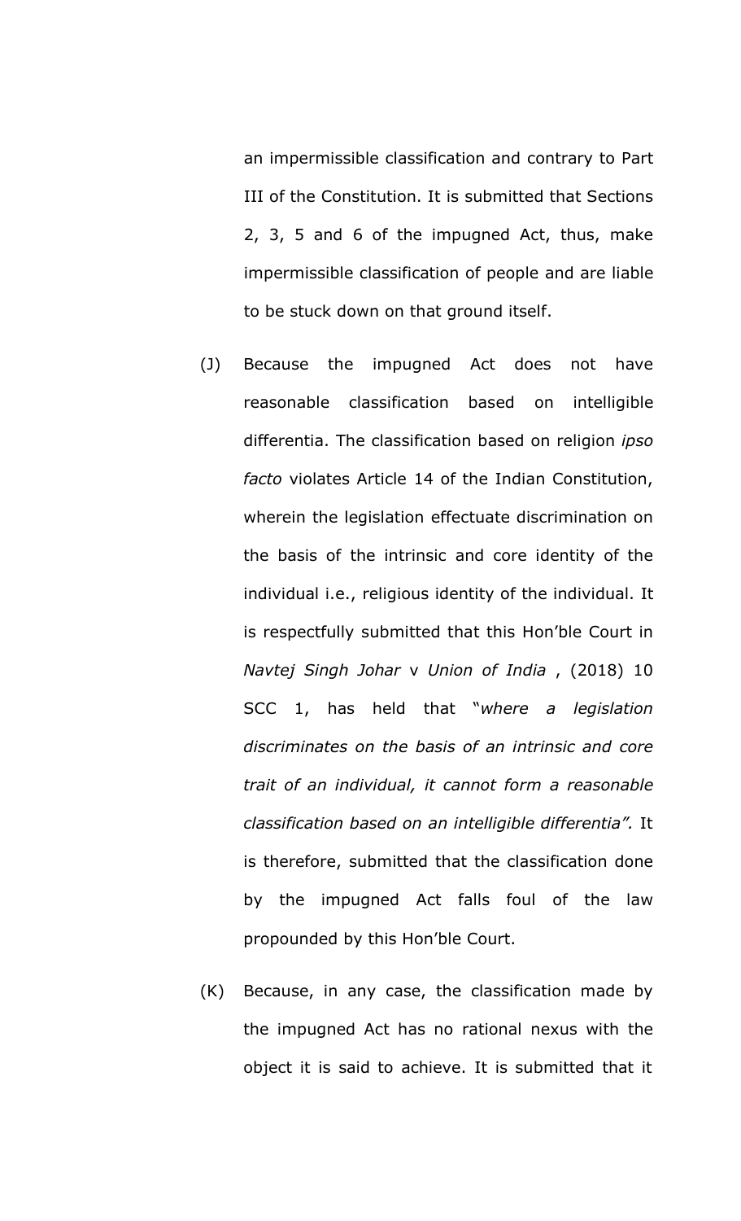an impermissible classification and contrary to Part III of the Constitution. It is submitted that Sections 2, 3, 5 and 6 of the impugned Act, thus, make impermissible classification of people and are liable to be stuck down on that ground itself.

(J) Because the impugned Act does not have reasonable classification based on intelligible differentia. The classification based on religion *ipso facto* violates Article 14 of the Indian Constitution, wherein the legislation effectuate discrimination on the basis of the intrinsic and core identity of the individual i.e., religious identity of the individual. It is respectfully submitted that this Hon'ble Court in *Navtej Singh Johar* v *Union of India* , (2018) 10 SCC 1, has held that "*where a legislation discriminates on the basis of an intrinsic and core trait of an individual, it cannot form a reasonable classification based on an intelligible differentia".* It is therefore, submitted that the classification done by the impugned Act falls foul of the law propounded by this Hon'ble Court.

(K) Because, in any case, the classification made by the impugned Act has no rational nexus with the object it is said to achieve. It is submitted that it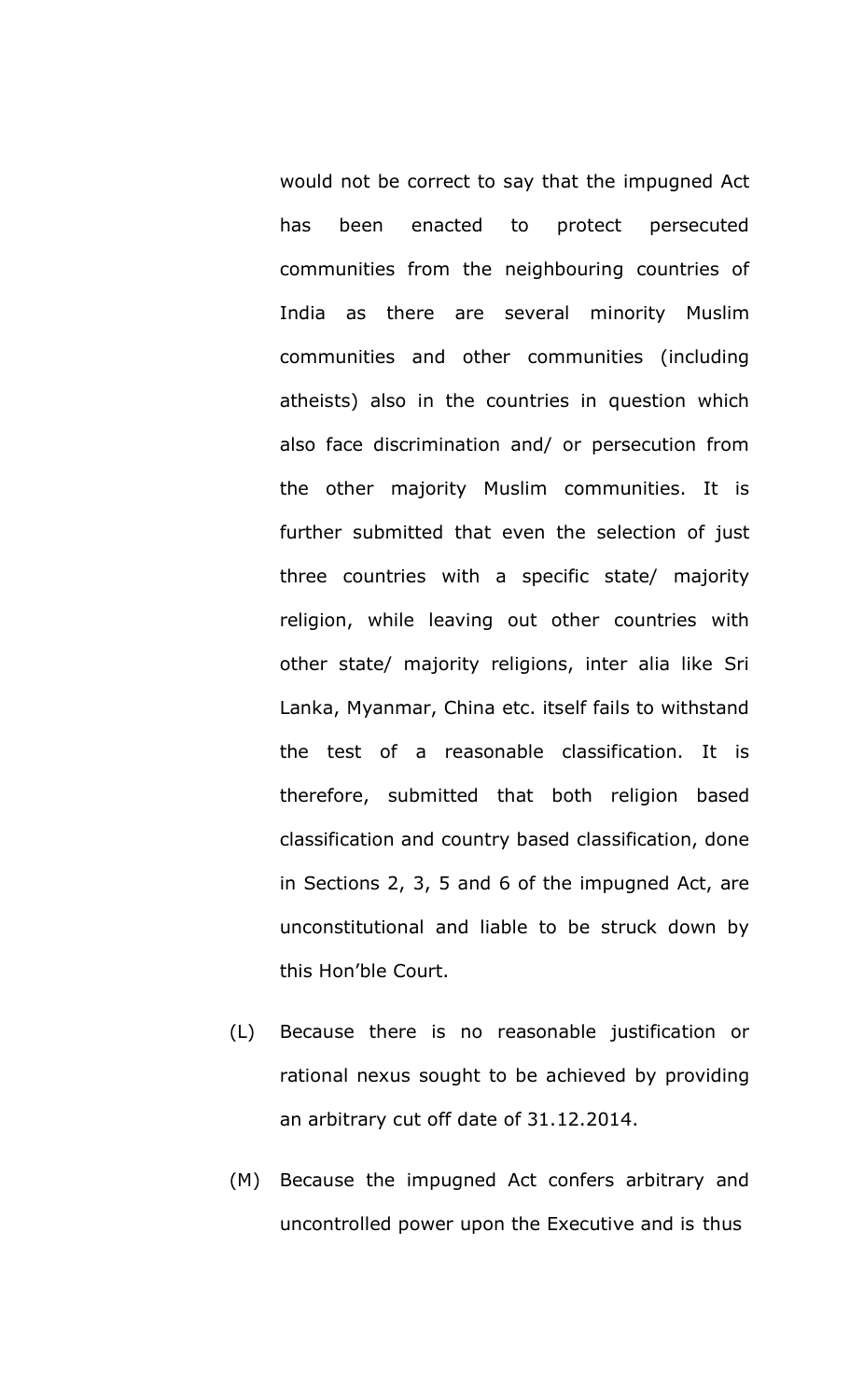would not be correct to say that the impugned Act has been enacted to protect persecuted communities from the neighbouring countries of India as there are several minority Muslim communities and other communities (including atheists) also in the countries in question which also face discrimination and/ or persecution from the other majority Muslim communities. It is further submitted that even the selection of just three countries with a specific state/ majority religion, while leaving out other countries with other state/ majority religions, inter alia like Sri Lanka, Myanmar, China etc. itself fails to withstand the test of a reasonable classification. It is therefore, submitted that both religion based classification and country based classification, done in Sections 2, 3, 5 and 6 of the impugned Act, are unconstitutional and liable to be struck down by this Hon'ble Court.

(L) Because there is no reasonable justification or rational nexus sought to be achieved by providing an arbitrary cut off date of 31.12.2014.

(M) Because the impugned Act confers arbitrary and uncontrolled power upon the Executive and is thus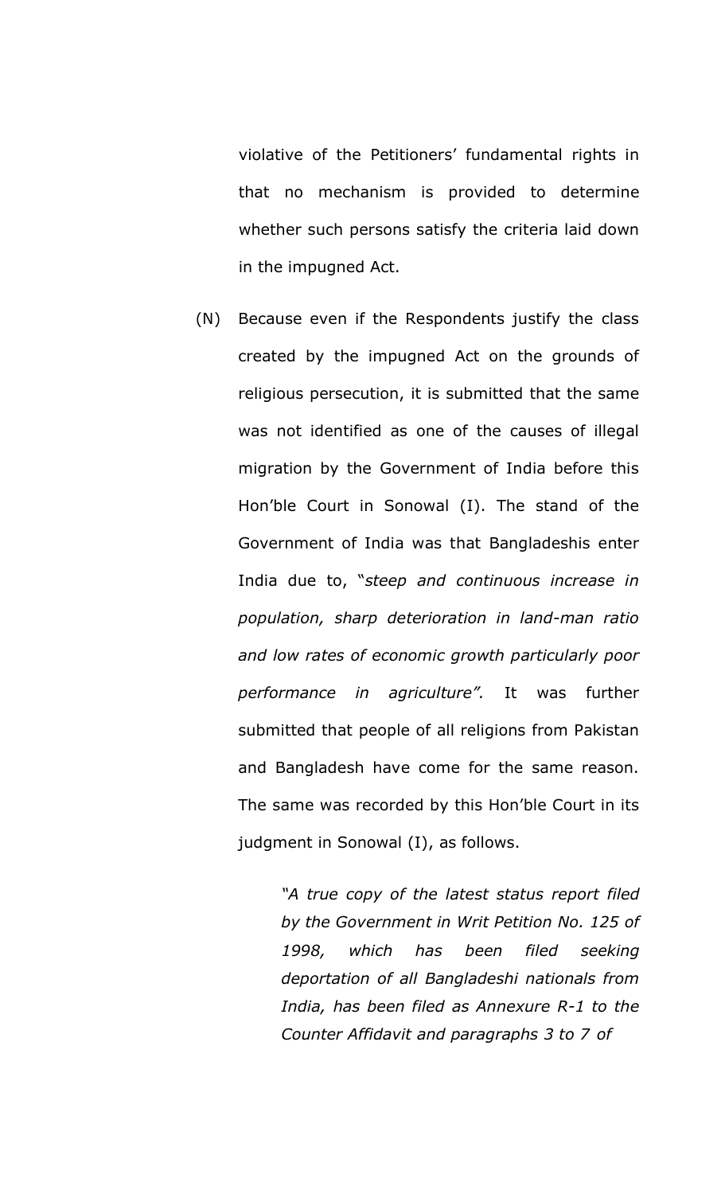violative of the Petitioners' fundamental rights in that no mechanism is provided to determine whether such persons satisfy the criteria laid down in the impugned Act.

(N) Because even if the Respondents justify the class created by the impugned Act on the grounds of religious persecution, it is submitted that the same was not identified as one of the causes of illegal migration by the Government of India before this Hon'ble Court in Sonowal (I). The stand of the Government of India was that Bangladeshis enter India due to, "*steep and continuous increase in population, sharp deterioration in land-man ratio and low rates of economic growth particularly poor performance in agriculture".* It was further submitted that people of all religions from Pakistan and Bangladesh have come for the same reason. The same was recorded by this Hon'ble Court in its judgment in Sonowal (I), as follows.

> *"A true copy of the latest status report filed by the Government in Writ Petition No. 125 of 1998, which has been filed seeking deportation of all Bangladeshi nationals from India, has been filed as Annexure R-1 to the Counter Affidavit and paragraphs 3 to 7 of*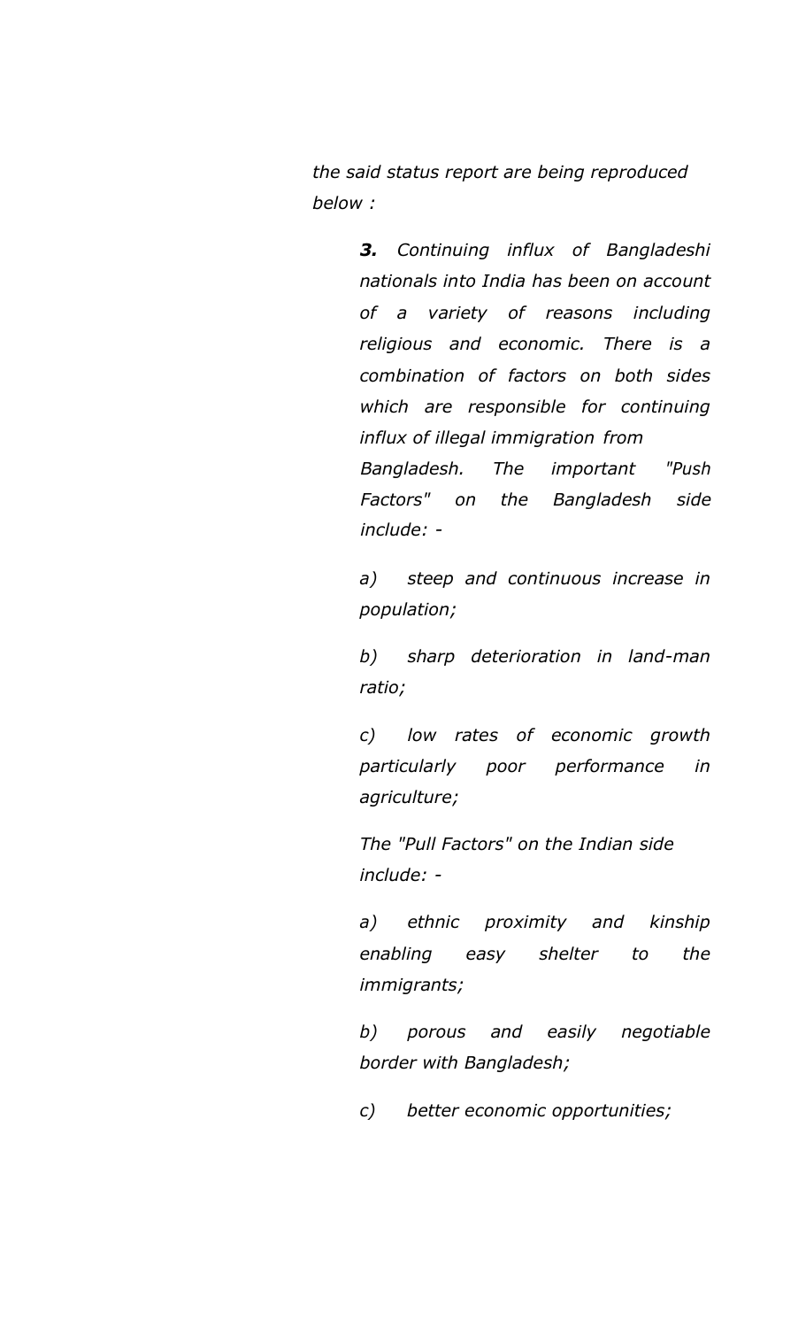*the said status report are being reproduced below :*

> ***3.*** *Continuing influx of Bangladeshi nationals into India has been on account of a variety of reasons including religious and economic. There is a combination of factors on both sides which are responsible for continuing influx of illegal immigration from Bangladesh. The important "Push Factors" on the Bangladesh side include: -*
>
> *a) steep and continuous increase in population;*
>
> *b) sharp deterioration in land-man ratio;*
>
> *c) low rates of economic growth particularly poor performance in agriculture;*
>
> *The "Pull Factors" on the Indian side include: -*
>
> *a) ethnic proximity and kinship enabling easy shelter to the immigrants;*
>
> *b) porous and easily negotiable border with Bangladesh;*
>
> *c) better economic opportunities;*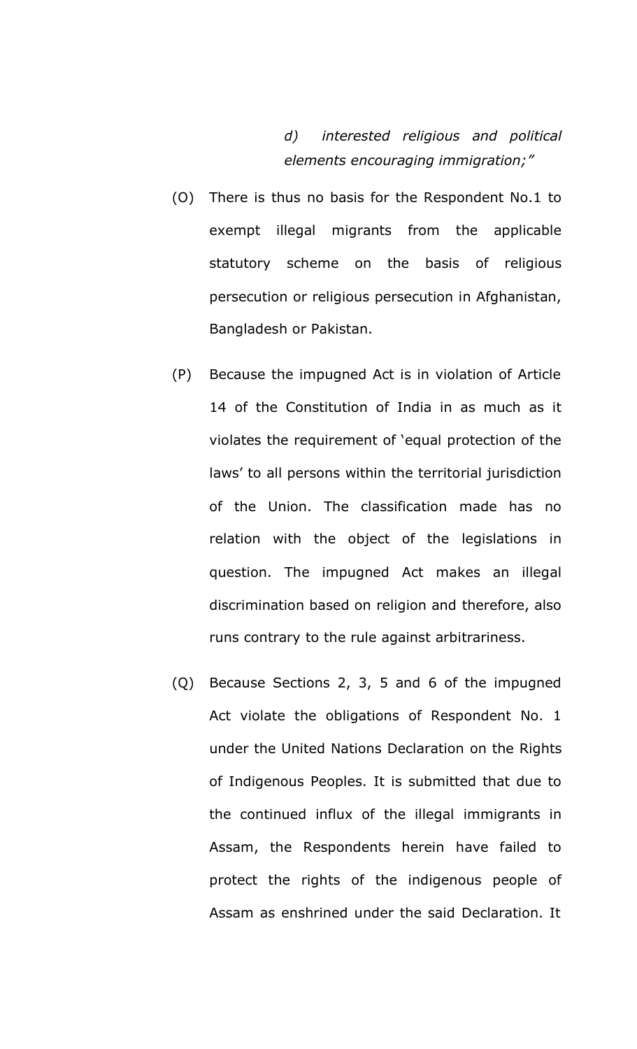> *d) interested religious and political elements encouraging immigration;"*

(O) There is thus no basis for the Respondent No.1 to exempt illegal migrants from the applicable statutory scheme on the basis of religious persecution or religious persecution in Afghanistan, Bangladesh or Pakistan.

(P) Because the impugned Act is in violation of Article 14 of the Constitution of India in as much as it violates the requirement of 'equal protection of the laws' to all persons within the territorial jurisdiction of the Union. The classification made has no relation with the object of the legislations in question. The impugned Act makes an illegal discrimination based on religion and therefore, also runs contrary to the rule against arbitrariness.

(Q) Because Sections 2, 3, 5 and 6 of the impugned Act violate the obligations of Respondent No. 1 under the United Nations Declaration on the Rights of Indigenous Peoples. It is submitted that due to the continued influx of the illegal immigrants in Assam, the Respondents herein have failed to protect the rights of the indigenous people of Assam as enshrined under the said Declaration. It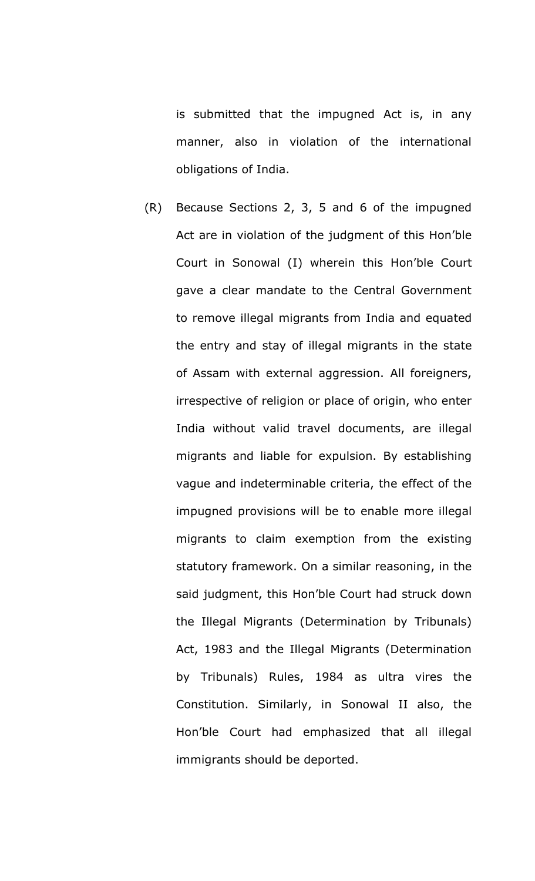is submitted that the impugned Act is, in any manner, also in violation of the international obligations of India.

(R) Because Sections 2, 3, 5 and 6 of the impugned Act are in violation of the judgment of this Hon'ble Court in Sonowal (I) wherein this Hon'ble Court gave a clear mandate to the Central Government to remove illegal migrants from India and equated the entry and stay of illegal migrants in the state of Assam with external aggression. All foreigners, irrespective of religion or place of origin, who enter India without valid travel documents, are illegal migrants and liable for expulsion. By establishing vague and indeterminable criteria, the effect of the impugned provisions will be to enable more illegal migrants to claim exemption from the existing statutory framework. On a similar reasoning, in the said judgment, this Hon'ble Court had struck down the Illegal Migrants (Determination by Tribunals) Act, 1983 and the Illegal Migrants (Determination by Tribunals) Rules, 1984 as ultra vires the Constitution. Similarly, in Sonowal II also, the Hon'ble Court had emphasized that all illegal immigrants should be deported.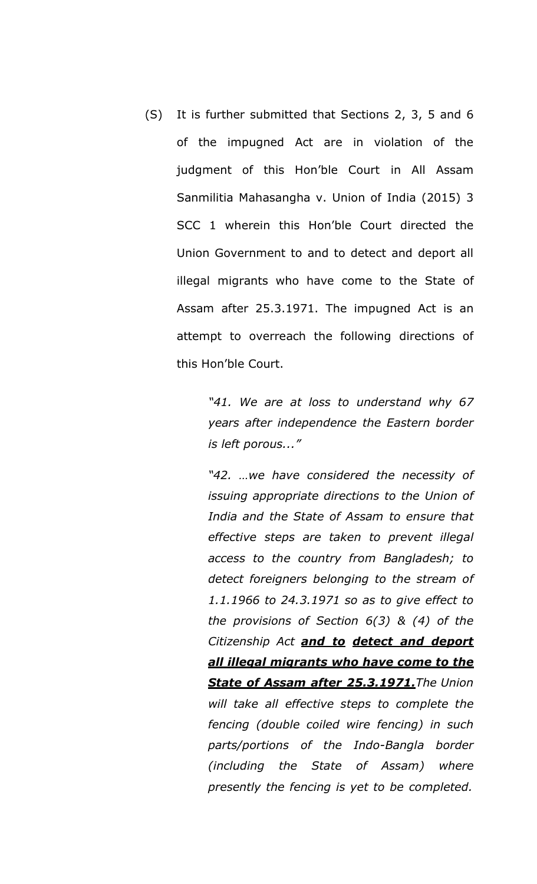(S) It is further submitted that Sections 2, 3, 5 and 6 of the impugned Act are in violation of the judgment of this Hon'ble Court in All Assam Sanmilitia Mahasangha v. Union of India (2015) 3 SCC 1 wherein this Hon'ble Court directed the Union Government to and to detect and deport all illegal migrants who have come to the State of Assam after 25.3.1971. The impugned Act is an attempt to overreach the following directions of this Hon'ble Court.

> *"41. We are at loss to understand why 67 years after independence the Eastern border is left porous..."*
>
> *"42. …we have considered the necessity of issuing appropriate directions to the Union of India and the State of Assam to ensure that effective steps are taken to prevent illegal access to the country from Bangladesh; to detect foreigners belonging to the stream of 1.1.1966 to 24.3.1971 so as to give effect to the provisions of Section 6(3) & (4) of the Citizenship Act* ***<u>and to</u>*** ***<u>detect and deport all illegal migrants who have come to the State of Assam after 25.3.1971.</u>*** *The Union will take all effective steps to complete the fencing (double coiled wire fencing) in such parts/portions of the Indo-Bangla border (including the State of Assam) where presently the fencing is yet to be completed.*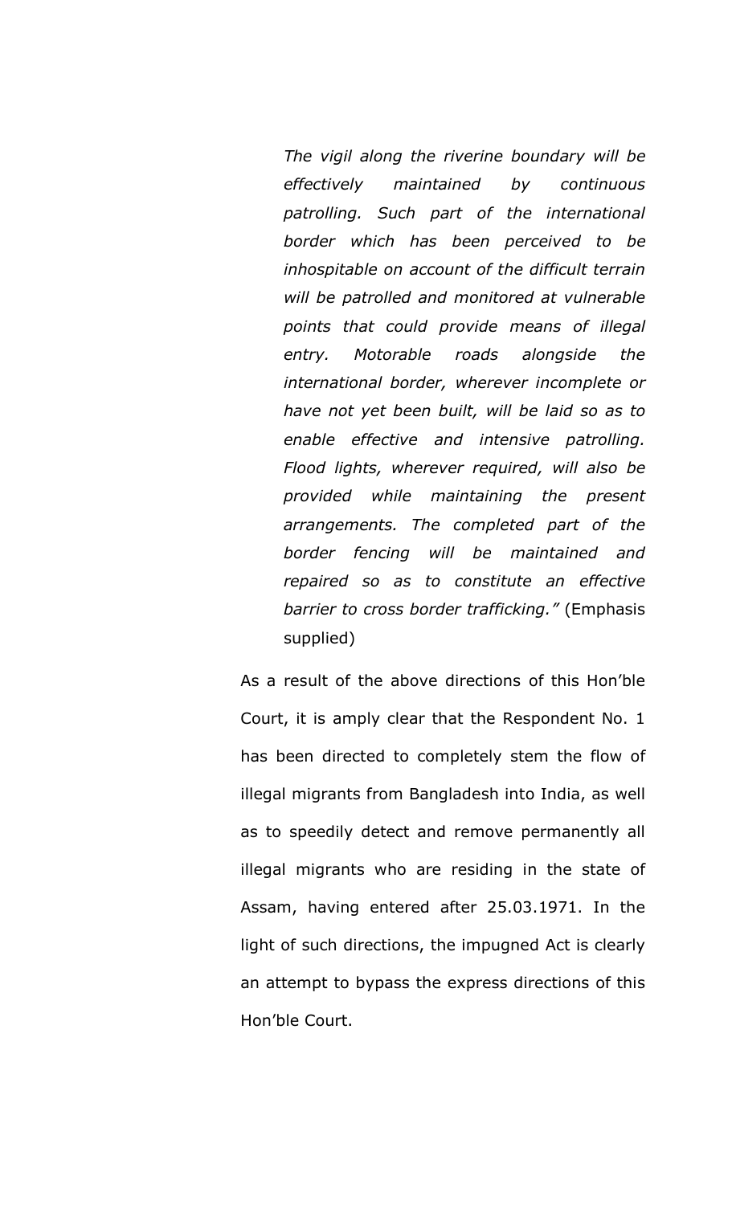> *The vigil along the riverine boundary will be effectively maintained by continuous patrolling. Such part of the international border which has been perceived to be inhospitable on account of the difficult terrain will be patrolled and monitored at vulnerable points that could provide means of illegal entry. Motorable roads alongside the international border, wherever incomplete or have not yet been built, will be laid so as to enable effective and intensive patrolling. Flood lights, wherever required, will also be provided while maintaining the present arrangements. The completed part of the border fencing will be maintained and repaired so as to constitute an effective barrier to cross border trafficking."* (Emphasis supplied)

As a result of the above directions of this Hon'ble Court, it is amply clear that the Respondent No. 1 has been directed to completely stem the flow of illegal migrants from Bangladesh into India, as well as to speedily detect and remove permanently all illegal migrants who are residing in the state of Assam, having entered after 25.03.1971. In the light of such directions, the impugned Act is clearly an attempt to bypass the express directions of this Hon'ble Court.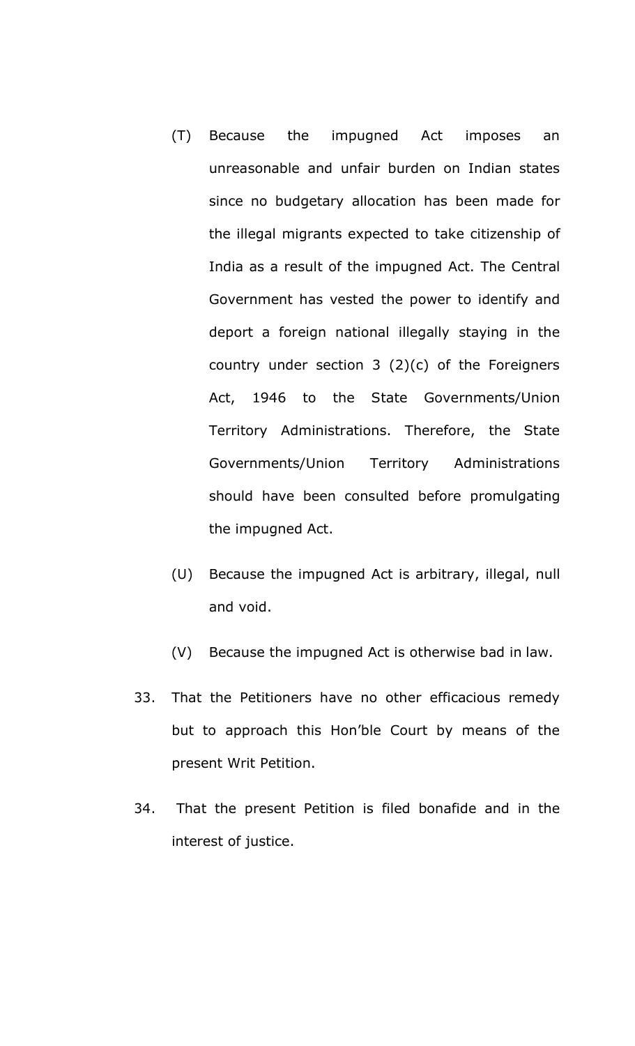(T) Because the impugned Act imposes an unreasonable and unfair burden on Indian states since no budgetary allocation has been made for the illegal migrants expected to take citizenship of India as a result of the impugned Act. The Central Government has vested the power to identify and deport a foreign national illegally staying in the country under section 3 (2)(c) of the Foreigners Act, 1946 to the State Governments/Union Territory Administrations. Therefore, the State Governments/Union Territory Administrations should have been consulted before promulgating the impugned Act.

(U) Because the impugned Act is arbitrary, illegal, null and void.

(V) Because the impugned Act is otherwise bad in law.

33. That the Petitioners have no other efficacious remedy but to approach this Hon'ble Court by means of the present Writ Petition.

34. That the present Petition is filed bonafide and in the interest of justice.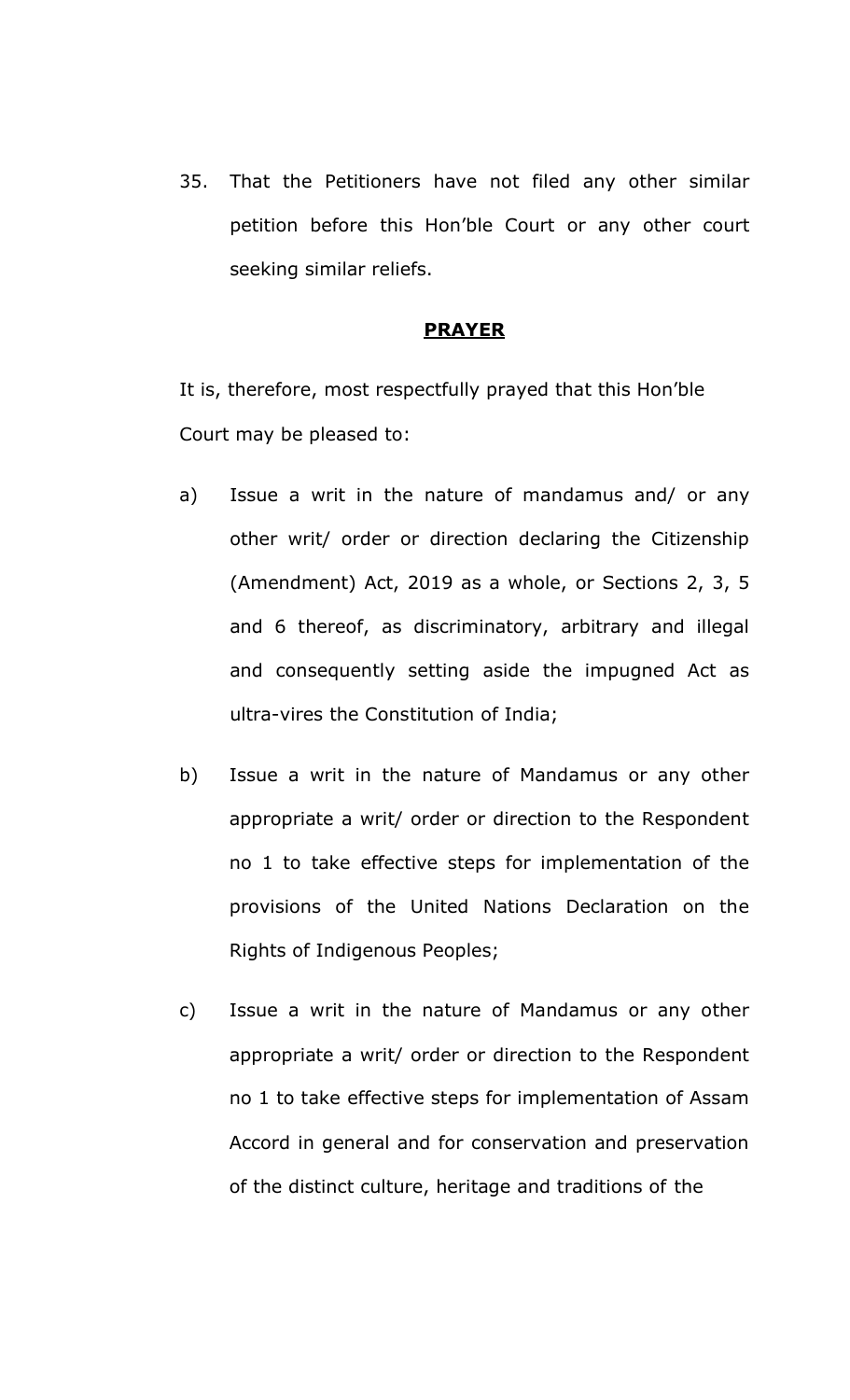35. That the Petitioners have not filed any other similar petition before this Hon'ble Court or any other court seeking similar reliefs.

## **PRAYER**

It is, therefore, most respectfully prayed that this Hon'ble Court may be pleased to:

a) Issue a writ in the nature of mandamus and/ or any other writ/ order or direction declaring the Citizenship (Amendment) Act, 2019 as a whole, or Sections 2, 3, 5 and 6 thereof, as discriminatory, arbitrary and illegal and consequently setting aside the impugned Act as ultra-vires the Constitution of India;

b) Issue a writ in the nature of Mandamus or any other appropriate a writ/ order or direction to the Respondent no 1 to take effective steps for implementation of the provisions of the United Nations Declaration on the Rights of Indigenous Peoples;

c) Issue a writ in the nature of Mandamus or any other appropriate a writ/ order or direction to the Respondent no 1 to take effective steps for implementation of Assam Accord in general and for conservation and preservation of the distinct culture, heritage and traditions of the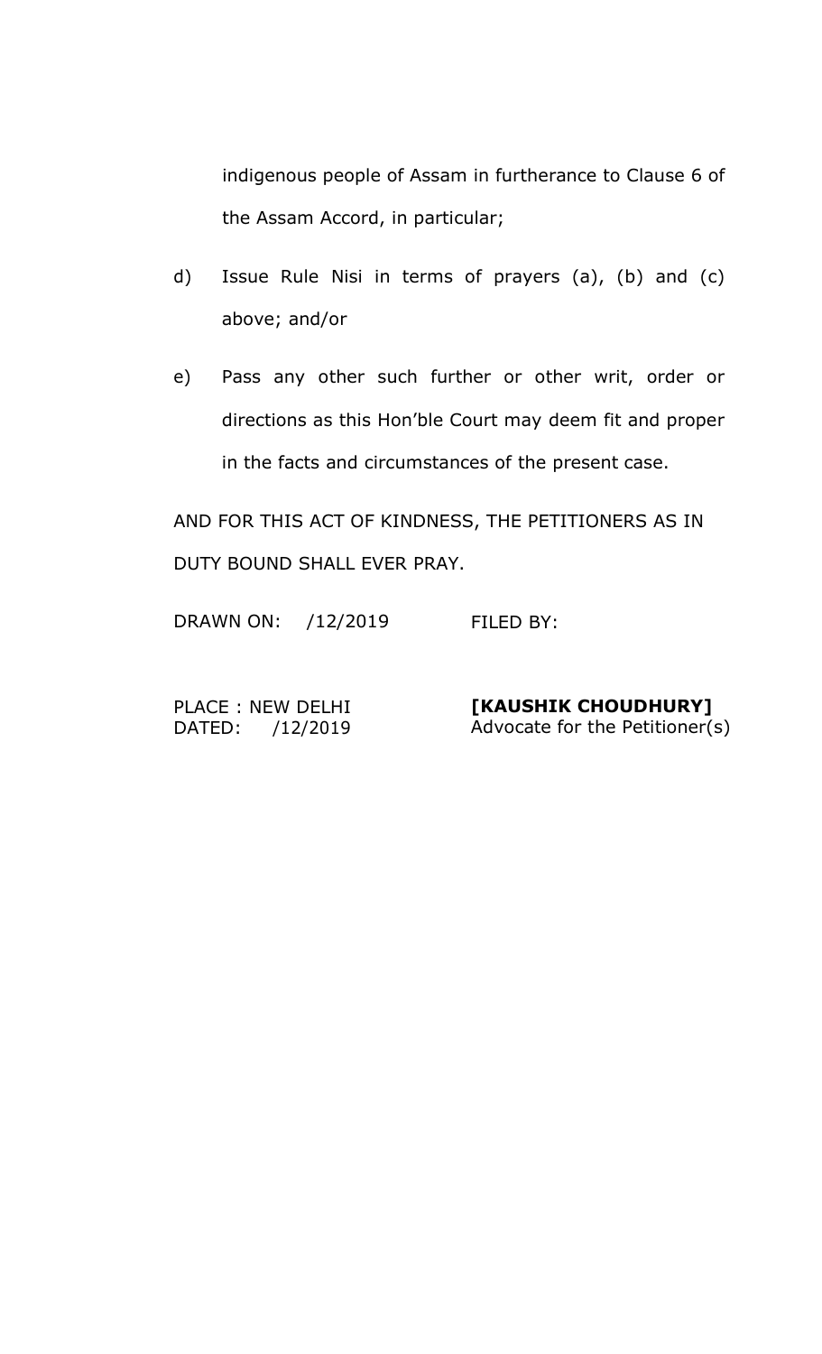indigenous people of Assam in furtherance to Clause 6 of the Assam Accord, in particular;

d) Issue Rule Nisi in terms of prayers (a), (b) and (c) above; and/or

e) Pass any other such further or other writ, order or directions as this Hon'ble Court may deem fit and proper in the facts and circumstances of the present case.

AND FOR THIS ACT OF KINDNESS, THE PETITIONERS AS IN DUTY BOUND SHALL EVER PRAY.

DRAWN ON: /12/2019 FILED BY:

PLACE : NEW DELHI
DATED: /12/2019

**[KAUSHIK CHOUDHURY]**
Advocate for the Petitioner(s)